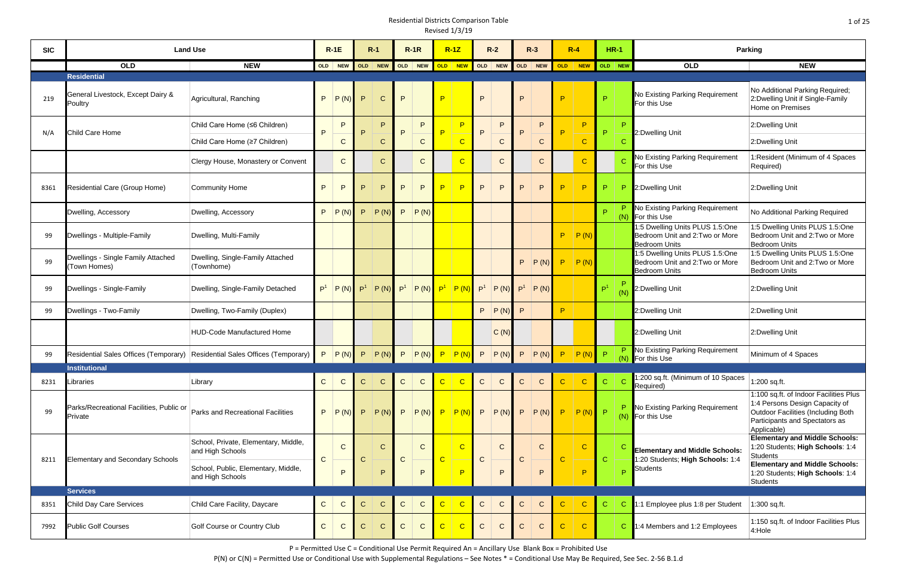# Residential Districts Comparison Table

Revised 1/3/19

| SIC | Land Use | | R-1E | | R-1 | | R-1R | | R-1Z | | R-2 | | R-3 | | R-4 | | HR-1 | | Parking | |
|---|---|---|---|---|---|---|---|---|---|---|---|---|---|---|---|---|---|---|---|---|
| | OLD | NEW | OLD | NEW | OLD | NEW | OLD | NEW | OLD | NEW | OLD | NEW | OLD | NEW | OLD | NEW | OLD | NEW | OLD | NEW |
| | **Residential** | | | | | | | | | | | | | | | | | | | |
| 219 | General Livestock, Except Dairy & Poultry | Agricultural, Ranching | P | P (N) | P | C | P | | P | | P | | P | | P | | P | | No Existing Parking Requirement For this Use | No Additional Parking Required; 2:Dwelling Unit if Single-Family Home on Premises |
| N/A | Child Care Home | Child Care Home (≤6 Children) | P | P | P | P | P | P | P | P | P | P | P | P | P | P | P | P | 2:Dwelling Unit | 2:Dwelling Unit |
| | | Child Care Home (≥7 Children) | | C | | C | | C | | C | | C | | C | | C | | C | | 2:Dwelling Unit |
| | | Clergy House, Monastery or Convent | | C | | C | | C | | C | | C | | C | | C | | C | No Existing Parking Requirement For this Use | 1:Resident (Minimum of 4 Spaces Required) |
| 8361 | Residential Care (Group Home) | Community Home | P | P | P | P | P | P | P | P | P | P | P | P | P | P | P | P | 2:Dwelling Unit | 2:Dwelling Unit |
| | Dwelling, Accessory | Dwelling, Accessory | P | P (N) | P | P (N) | P | P (N) | | | | | | | | | P | P (N) | No Existing Parking Requirement For this Use | No Additional Parking Required |
| 99 | Dwellings - Multiple-Family | Dwelling, Multi-Family | | | | | | | | | | | | | P | P (N) | | | 1:5 Dwelling Units PLUS 1.5:One Bedroom Unit and 2:Two or More Bedroom Units | 1:5 Dwelling Units PLUS 1.5:One Bedroom Unit and 2:Two or More Bedroom Units |
| 99 | Dwellings - Single Family Attached (Town Homes) | Dwelling, Single-Family Attached (Townhome) | | | | | | | | | | | P | P (N) | P | P (N) | | | 1:5 Dwelling Units PLUS 1.5:One Bedroom Unit and 2:Two or More Bedroom Units | 1:5 Dwelling Units PLUS 1.5:One Bedroom Unit and 2:Two or More Bedroom Units |
| 99 | Dwellings - Single-Family | Dwelling, Single-Family Detached | P[1] | P (N) | P[1] | P (N) | P[1] | P (N) | P[1] | P (N) | P[1] | P (N) | P[1] | P (N) | | | P[1] | P (N) | 2:Dwelling Unit | 2:Dwelling Unit |
| 99 | Dwellings - Two-Family | Dwelling, Two-Family (Duplex) | | | | | | | | | P | P (N) | P | | P | | | | 2:Dwelling Unit | 2:Dwelling Unit |
| | | HUD-Code Manufactured Home | | | | | | | | | | C (N) | | | | | | | 2:Dwelling Unit | 2:Dwelling Unit |
| 99 | Residential Sales Offices (Temporary) | Residential Sales Offices (Temporary) | P | P (N) | P | P (N) | P | P (N) | P | P (N) | P | P (N) | P | P (N) | P | P (N) | P | P (N) | No Existing Parking Requirement For this Use | Minimum of 4 Spaces |
| | **Institutional** | | | | | | | | | | | | | | | | | | | |
| 8231 | Libraries | Library | C | C | C | C | C | C | C | C | C | C | C | C | C | C | C | C | 1:200 sq.ft. (Minimum of 10 Spaces Required) | 1:200 sq.ft. |
| 99 | Parks/Recreational Facilities, Public or Private | Parks and Recreational Facilities | P | P (N) | P | P (N) | P | P (N) | P | P (N) | P | P (N) | P | P (N) | P | P (N) | P | P (N) | No Existing Parking Requirement For this Use | 1:100 sq.ft. of Indoor Facilities Plus 1:4 Persons Design Capacity of Outdoor Facilities (Including Both Participants and Spectators as Applicable) |
| 8211 | Elementary and Secondary Schools | School, Private, Elementary, Middle, and High Schools | C | C | C | C | C | C | C | C | C | C | C | C | C | C | C | C | **Elementary and Middle Schools:** 1:20 Students; **High Schools:** 1:4 Students | **Elementary and Middle Schools:** 1:20 Students; **High Schools**: 1:4 Students |
| | | School, Public, Elementary, Middle, and High Schools | | P | | P | | P | | P | | P | | P | | P | | P | | **Elementary and Middle Schools:** 1:20 Students; **High Schools**: 1:4 Students |
| | **Services** | | | | | | | | | | | | | | | | | | | |
| 8351 | Child Day Care Services | Child Care Facility, Daycare | C | C | C | C | C | C | C | C | C | C | C | C | C | C | C | C | 1:1 Employee plus 1:8 per Student | 1:300 sq.ft. |
| 7992 | Public Golf Courses | Golf Course or Country Club | C | C | C | C | C | C | C | C | C | C | C | C | C | C | | C | 1:4 Members and 1:2 Employees | 1:150 sq.ft. of Indoor Facilities Plus 4:Hole |

P = Permitted Use C = Conditional Use Permit Required An = Ancillary Use Blank Box = Prohibited Use

P(N) or C(N) = Permitted Use or Conditional Use with Supplemental Regulations – See Notes * = Conditional Use May Be Required, See Sec. 2-56 B.1.d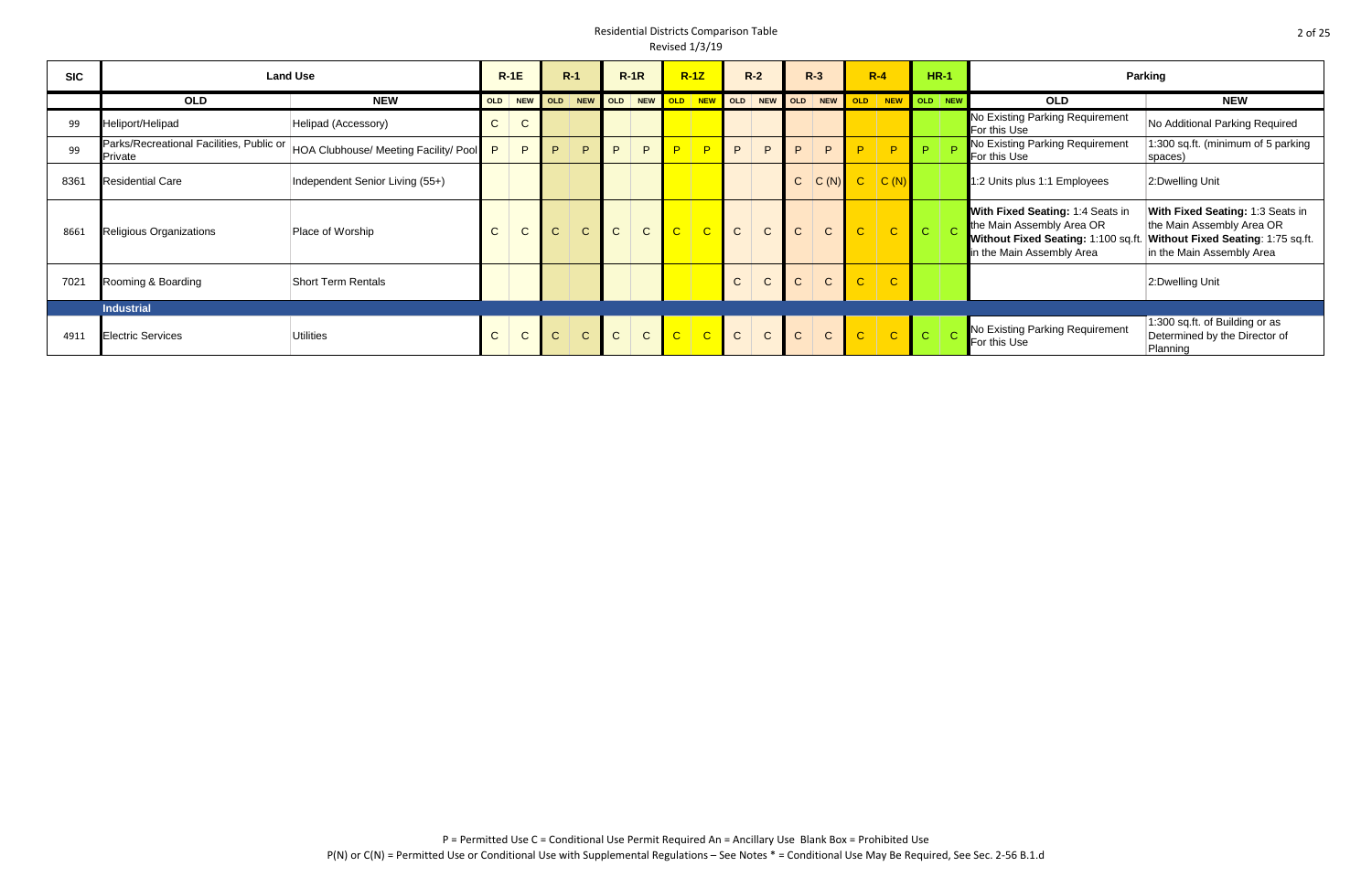# Residential Districts Comparison Table

Revised 1/3/19

| SIC | Land Use | | R-1E | | R-1 | | R-1R | | R-1Z | | R-2 | | R-3 | | R-4 | | HR-1 | | Parking | |
|---|---|---|---|---|---|---|---|---|---|---|---|---|---|---|---|---|---|---|---|---|
| | OLD | NEW | OLD | NEW | OLD | NEW | OLD | NEW | OLD | NEW | OLD | NEW | OLD | NEW | OLD | NEW | OLD | NEW | OLD | NEW |
| 99 | Heliport/Helipad | Helipad (Accessory) | C | C | | | | | | | | | | | | | | | No Existing Parking Requirement For this Use | No Additional Parking Required |
| 99 | Parks/Recreational Facilities, Public or Private | HOA Clubhouse/ Meeting Facility/ Pool | P | P | P | P | P | P | P | P | P | P | P | P | P | P | P | P | No Existing Parking Requirement For this Use | 1:300 sq.ft. (minimum of 5 parking spaces) |
| 8361 | Residential Care | Independent Senior Living (55+) | | | | | | | | | | | C | C (N) | C | C (N) | | | 1:2 Units plus 1:1 Employees | 2:Dwelling Unit |
| 8661 | Religious Organizations | Place of Worship | C | C | C | C | C | C | C | C | C | C | C | C | C | C | C | C | **With Fixed Seating:** 1:4 Seats in the Main Assembly Area OR **Without Fixed Seating:** 1:100 sq.ft. in the Main Assembly Area | **With Fixed Seating:** 1:3 Seats in the Main Assembly Area OR **Without Fixed Seating**: 1:75 sq.ft. in the Main Assembly Area |
| 7021 | Rooming & Boarding | Short Term Rentals | | | | | | | | | C | C | C | C | C | C | | | | 2:Dwelling Unit |
| | **Industrial** | | | | | | | | | | | | | | | | | | | |
| 4911 | Electric Services | Utilities | C | C | C | C | C | C | C | C | C | C | C | C | C | C | C | C | No Existing Parking Requirement For this Use | 1:300 sq.ft. of Building or as Determined by the Director of Planning |

P = Permitted Use C = Conditional Use Permit Required An = Ancillary Use Blank Box = Prohibited Use

P(N) or C(N) = Permitted Use or Conditional Use with Supplemental Regulations – See Notes * = Conditional Use May Be Required, See Sec. 2-56 B.1.d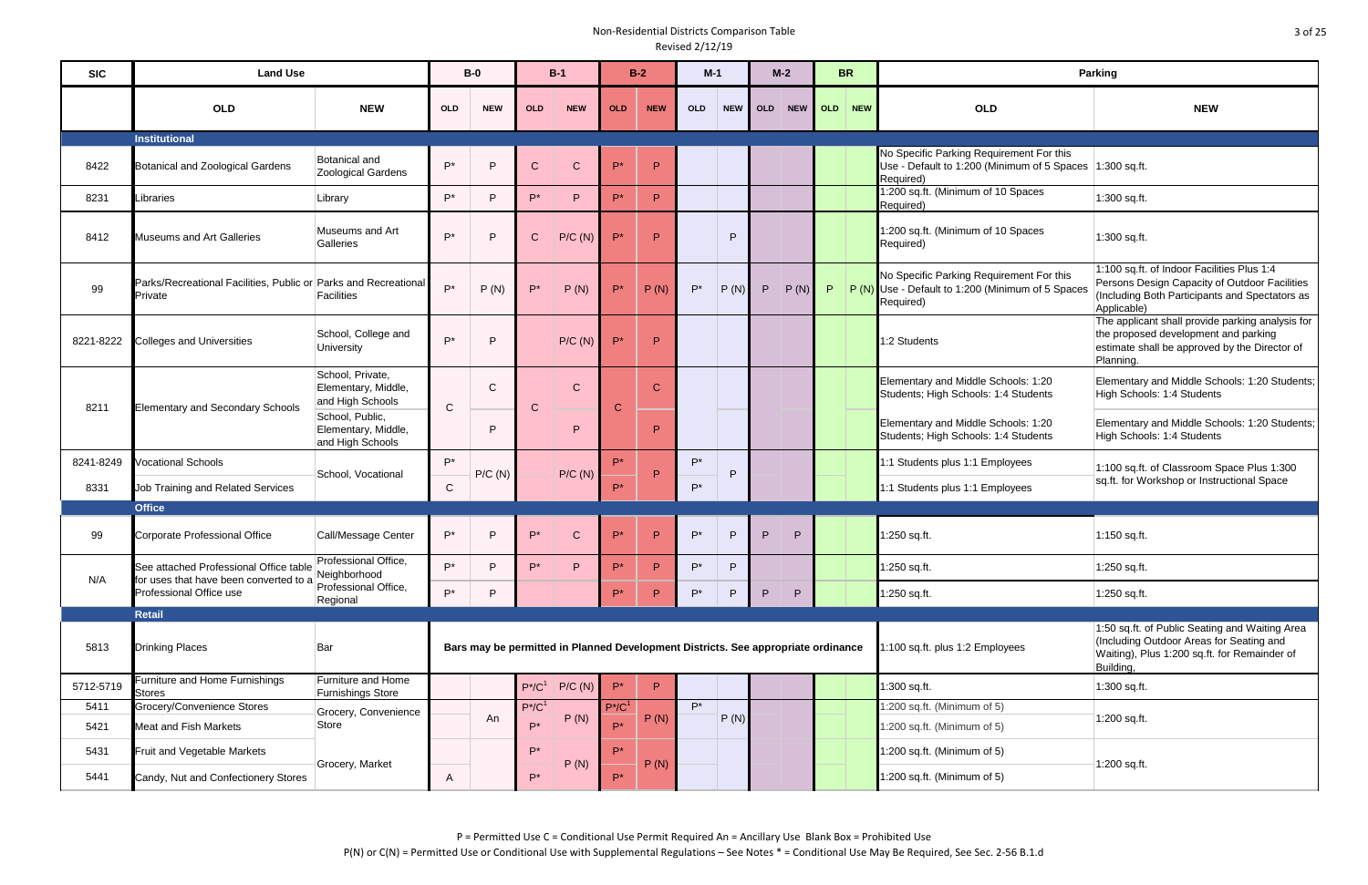# Non-Residential Districts Comparison Table

Revised 2/12/19

| SIC | Land Use | | B-0 | | B-1 | | B-2 | | M-1 | | M-2 | | BR | | Parking | |
|---|---|---|---|---|---|---|---|---|---|---|---|---|---|---|---|---|
| | OLD | NEW | OLD | NEW | OLD | NEW | OLD | NEW | OLD | NEW | OLD | NEW | OLD | NEW | OLD | NEW |
| | **Institutional** | | | | | | | | | | | | | | | |
| 8422 | Botanical and Zoological Gardens | Botanical and Zoological Gardens | P* | P | C | C | P* | P | | | | | | | No Specific Parking Requirement For this Use - Default to 1:200 (Minimum of 5 Spaces Required) | 1:300 sq.ft. |
| 8231 | Libraries | Library | P* | P | P* | P | P* | P | | | | | | | 1:200 sq.ft. (Minimum of 10 Spaces Required) | 1:300 sq.ft. |
| 8412 | Museums and Art Galleries | Museums and Art Galleries | P* | P | C | P/C (N) | P* | P | | P | | | | | 1:200 sq.ft. (Minimum of 10 Spaces Required) | 1:300 sq.ft. |
| 99 | Parks/Recreational Facilities, Public or Private | Parks and Recreational Facilities | P* | P (N) | P* | P (N) | P* | P (N) | P* | P (N) | P | P (N) | P | P (N) | No Specific Parking Requirement For this Use - Default to 1:200 (Minimum of 5 Spaces Required) | 1:100 sq.ft. of Indoor Facilities Plus 1:4 Persons Design Capacity of Outdoor Facilities (Including Both Participants and Spectators as Applicable) |
| 8221-8222 | Colleges and Universities | School, College and University | P* | P | | P/C (N) | P* | P | | | | | | | 1:2 Students | The applicant shall provide parking analysis for the proposed development and parking estimate shall be approved by the Director of Planning. |
| 8211 | Elementary and Secondary Schools | School, Private, Elementary, Middle, and High Schools | C | C | C | C | C | C | | | | | | | Elementary and Middle Schools: 1:20 Students; High Schools: 1:4 Students | Elementary and Middle Schools: 1:20 Students; High Schools: 1:4 Students |
| | | School, Public, Elementary, Middle, and High Schools | | P | | P | | P | | | | | | | Elementary and Middle Schools: 1:20 Students; High Schools: 1:4 Students | Elementary and Middle Schools: 1:20 Students; High Schools: 1:4 Students |
| 8241-8249 | Vocational Schools | School, Vocational | P* | P/C (N) | | P/C (N) | P* | P | P* | P | | | | | 1:1 Students plus 1:1 Employees | 1:100 sq.ft. of Classroom Space Plus 1:300 sq.ft. for Workshop or Instructional Space |
| 8331 | Job Training and Related Services | | C | | | | P* | | P* | | | | | | 1:1 Students plus 1:1 Employees | |
| | **Office** | | | | | | | | | | | | | | | |
| 99 | Corporate Professional Office | Call/Message Center | P* | P | P* | C | P* | P | P* | P | P | P | | | 1:250 sq.ft. | 1:150 sq.ft. |
| N/A | See attached Professional Office table for uses that have been converted to a Professional Office use | Professional Office, Neighborhood | P* | P | P* | P | P* | P | P* | P | | | | | 1:250 sq.ft. | 1:250 sq.ft. |
| | | Professional Office, Regional | P* | P | | | P* | P | P* | P | P | P | | | 1:250 sq.ft. | 1:250 sq.ft. |
| | **Retail** | | | | | | | | | | | | | | | |
| 5813 | Drinking Places | Bar | Bars may be permitted in Planned Development Districts. See appropriate ordinance | | | | | | | | | | | | 1:100 sq.ft. plus 1:2 Employees | 1:50 sq.ft. of Public Seating and Waiting Area (Including Outdoor Areas for Seating and Waiting), Plus 1:200 sq.ft. for Remainder of Building, |
| 5712-5719 | Furniture and Home Furnishings Stores | Furniture and Home Furnishings Store | | | P*/C[1] | P/C (N) | P* | P | | | | | | | 1:300 sq.ft. | 1:300 sq.ft. |
| 5411 | Grocery/Convenience Stores | Grocery, Convenience Store | | An | P*/C[1] | P (N) | P*/C[1] | P (N) | P* | P (N) | | | | | 1:200 sq.ft. (Minimum of 5) | 1:200 sq.ft. |
| 5421 | Meat and Fish Markets | | | | P* | | P* | | | | | | | | 1:200 sq.ft. (Minimum of 5) | |
| 5431 | Fruit and Vegetable Markets | Grocery, Market | | | P* | P (N) | P* | P (N) | | | | | | | 1:200 sq.ft. (Minimum of 5) | 1:200 sq.ft. |
| 5441 | Candy, Nut and Confectionery Stores | | A | | P* | | P* | | | | | | | | 1:200 sq.ft. (Minimum of 5) | |

P = Permitted Use C = Conditional Use Permit Required An = Ancillary Use Blank Box = Prohibited Use

P(N) or C(N) = Permitted Use or Conditional Use with Supplemental Regulations – See Notes * = Conditional Use May Be Required, See Sec. 2-56 B.1.d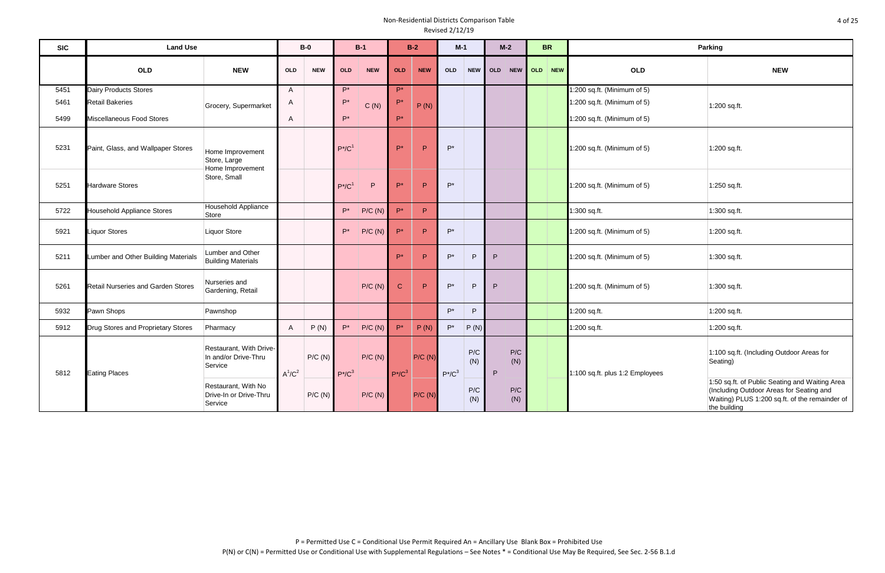Non-Residential Districts Comparison Table

Revised 2/12/19

| SIC | Land Use | | B-0 | | B-1 | | B-2 | | M-1 | | M-2 | | BR | | Parking | |
|---|---|---|---|---|---|---|---|---|---|---|---|---|---|---|---|---|
| | OLD | NEW | OLD | NEW | OLD | NEW | OLD | NEW | OLD | NEW | OLD | NEW | OLD | NEW | OLD | NEW |
| 5451 | Dairy Products Stores | Grocery, Supermarket | A | | P* | C (N) | P* | P (N) | | | | | | | 1:200 sq.ft. (Minimum of 5) | 1:200 sq.ft. |
| 5461 | Retail Bakeries | | A | | P* | | P* | | | | | | | | 1:200 sq.ft. (Minimum of 5) | |
| 5499 | Miscellaneous Food Stores | | A | | P* | | P* | | | | | | | | 1:200 sq.ft. (Minimum of 5) | |
| 5231 | Paint, Glass, and Wallpaper Stores | Home Improvement Store, Large | | | P*/C[1] | | P* | P | P* | | | | | | 1:200 sq.ft. (Minimum of 5) | 1:200 sq.ft. |
| 5251 | Hardware Stores | Home Improvement Store, Small | | | P*/C[1] | P | P* | P | P* | | | | | | 1:200 sq.ft. (Minimum of 5) | 1:250 sq.ft. |
| 5722 | Household Appliance Stores | Household Appliance Store | | | P* | P/C (N) | P* | P | | | | | | | 1:300 sq.ft. | 1:300 sq.ft. |
| 5921 | Liquor Stores | Liquor Store | | | P* | P/C (N) | P* | P | P* | | | | | | 1:200 sq.ft. (Minimum of 5) | 1:200 sq.ft. |
| 5211 | Lumber and Other Building Materials | Lumber and Other Building Materials | | | | | P* | P | P* | P | P | | | | 1:200 sq.ft. (Minimum of 5) | 1:300 sq.ft. |
| 5261 | Retail Nurseries and Garden Stores | Nurseries and Gardening, Retail | | | | P/C (N) | C | P | P* | P | P | | | | 1:200 sq.ft. (Minimum of 5) | 1:300 sq.ft. |
| 5932 | Pawn Shops | Pawnshop | | | | | | | P* | P | | | | | 1:200 sq.ft. | 1:200 sq.ft. |
| 5912 | Drug Stores and Proprietary Stores | Pharmacy | A | P (N) | P* | P/C (N) | P* | P (N) | P* | P (N) | | | | | 1:200 sq.ft. | 1:200 sq.ft. |
| 5812 | Eating Places | Restaurant, With Drive-In and/or Drive-Thru Service | A[1]/C[2] | P/C (N) | P*/C[3] | P/C (N) | P*/C[3] | P/C (N) | P*/C[3] | P/C (N) | P | P/C (N) | | | 1:100 sq.ft. plus 1:2 Employees | 1:100 sq.ft. (Including Outdoor Areas for Seating) |
| | | Restaurant, With No Drive-In or Drive-Thru Service | | P/C (N) | | P/C (N) | | P/C (N) | | P/C (N) | | P/C (N) | | | | 1:50 sq.ft. of Public Seating and Waiting Area (Including Outdoor Areas for Seating and Waiting) PLUS 1:200 sq.ft. of the remainder of the building |

P = Permitted Use C = Conditional Use Permit Required An = Ancillary Use Blank Box = Prohibited Use

P(N) or C(N) = Permitted Use or Conditional Use with Supplemental Regulations – See Notes * = Conditional Use May Be Required, See Sec. 2-56 B.1.d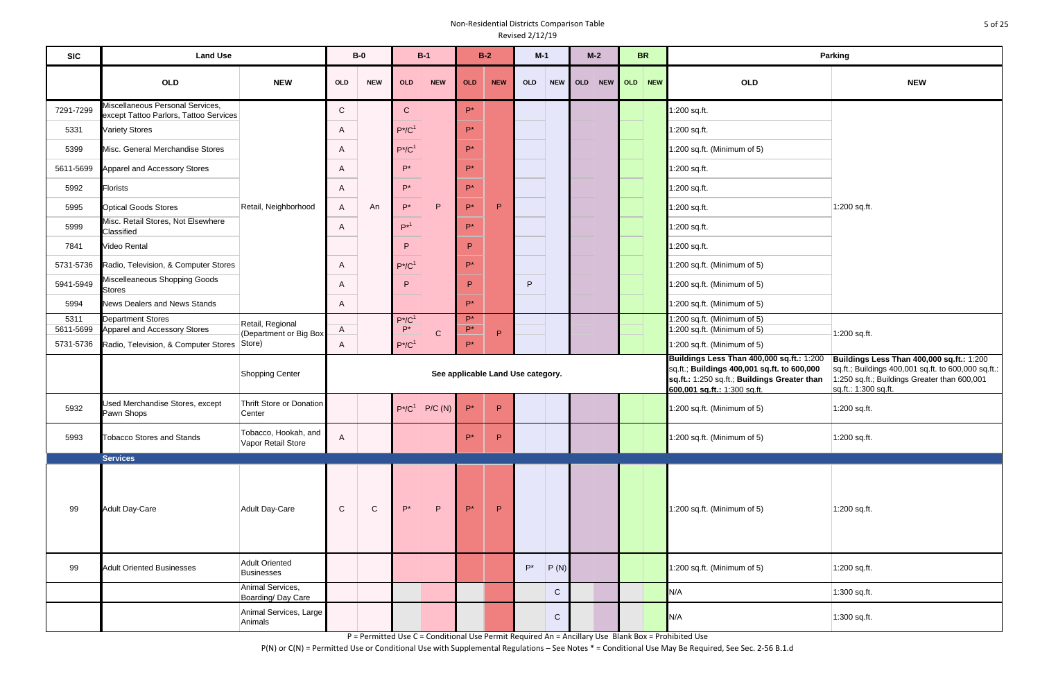Non-Residential Districts Comparison Table
Revised 2/12/19

| SIC | Land Use | | B-0 | | B-1 | | B-2 | | M-1 | | M-2 | | BR | | Parking | |
|---|---|---|---|---|---|---|---|---|---|---|---|---|---|---|---|---|
| | OLD | NEW | OLD | NEW | OLD | NEW | OLD | NEW | OLD | NEW | OLD | NEW | OLD | NEW | OLD | NEW |
| 7291-7299 | Miscellaneous Personal Services, except Tattoo Parlors, Tattoo Services | Retail, Neighborhood | C | An | C | P | P* | P | | | | | | | 1:200 sq.ft. | 1:200 sq.ft. |
| 5331 | Variety Stores | | A | | P*/C[1] | | P* | | | | | | | | 1:200 sq.ft. | |
| 5399 | Misc. General Merchandise Stores | | A | | P*/C[1] | | P* | | | | | | | | 1:200 sq.ft. (Minimum of 5) | |
| 5611-5699 | Apparel and Accessory Stores | | A | | P* | | P* | | | | | | | | 1:200 sq.ft. | |
| 5992 | Florists | | A | | P* | | P* | | | | | | | | 1:200 sq.ft. | |
| 5995 | Optical Goods Stores | | A | | P* | | P* | | | | | | | | 1:200 sq.ft. | |
| 5999 | Misc. Retail Stores, Not Elsewhere Classified | | A | | P*[1] | | P* | | | | | | | | 1:200 sq.ft. | |
| 7841 | Video Rental | | | | P | | P | | | | | | | | 1:200 sq.ft. | |
| 5731-5736 | Radio, Television, & Computer Stores | | A | | P*/C[1] | | P* | | | | | | | | 1:200 sq.ft. (Minimum of 5) | |
| 5941-5949 | Miscelleaneous Shopping Goods Stores | | A | | P | | P | | P | | | | | | 1:200 sq.ft. (Minimum of 5) | |
| 5994 | News Dealers and News Stands | | A | | | | P* | | | | | | | | 1:200 sq.ft. (Minimum of 5) | |
| 5311 | Department Stores | Retail, Regional (Department or Big Box Store) | | | P*/C[1] | C | P* | P | | | | | | | 1:200 sq.ft. (Minimum of 5) | 1:200 sq.ft. |
| 5611-5699 | Apparel and Accessory Stores | | A | | P* | | P* | | | | | | | | 1:200 sq.ft. (Minimum of 5) | |
| 5731-5736 | Radio, Television, & Computer Stores | | A | | P*/C[1] | | P* | | | | | | | | 1:200 sq.ft. (Minimum of 5) | |
| | | Shopping Center | See applicable Land Use category. | | | | | | | | | | | | **Buildings Less Than 400,000 sq.ft.:** 1:200 sq.ft.; **Buildings 400,001 sq.ft. to 600,000 sq.ft.:** 1:250 sq.ft.; **Buildings Greater than 600,001 sq.ft.:** 1:300 sq.ft. | **Buildings Less Than 400,000 sq.ft.:** 1:200 sq.ft.; Buildings 400,001 sq.ft. to 600,000 sq.ft.: 1:250 sq.ft.; Buildings Greater than 600,001 sq.ft.: 1:300 sq.ft. |
| 5932 | Used Merchandise Stores, except Pawn Shops | Thrift Store or Donation Center | | | P*/C[1] | P/C (N) | P* | P | | | | | | | 1:200 sq.ft. (Minimum of 5) | 1:200 sq.ft. |
| 5993 | Tobacco Stores and Stands | Tobacco, Hookah, and Vapor Retail Store | A | | | | P* | P | | | | | | | 1:200 sq.ft. (Minimum of 5) | 1:200 sq.ft. |
| | **Services** | | | | | | | | | | | | | | | |
| 99 | Adult Day-Care | Adult Day-Care | C | C | P* | P | P* | P | | | | | | | 1:200 sq.ft. (Minimum of 5) | 1:200 sq.ft. |
| 99 | Adult Oriented Businesses | Adult Oriented Businesses | | | | | | | P* | P (N) | | | | | 1:200 sq.ft. (Minimum of 5) | 1:200 sq.ft. |
| | | Animal Services, Boarding/ Day Care | | | | | | | | C | | | | | N/A | 1:300 sq.ft. |
| | | Animal Services, Large Animals | | | | | | | | C | | | | | N/A | 1:300 sq.ft. |

P = Permitted Use C = Conditional Use Permit Required An = Ancillary Use Blank Box = Prohibited Use

P(N) or C(N) = Permitted Use or Conditional Use with Supplemental Regulations – See Notes * = Conditional Use May Be Required, See Sec. 2-56 B.1.d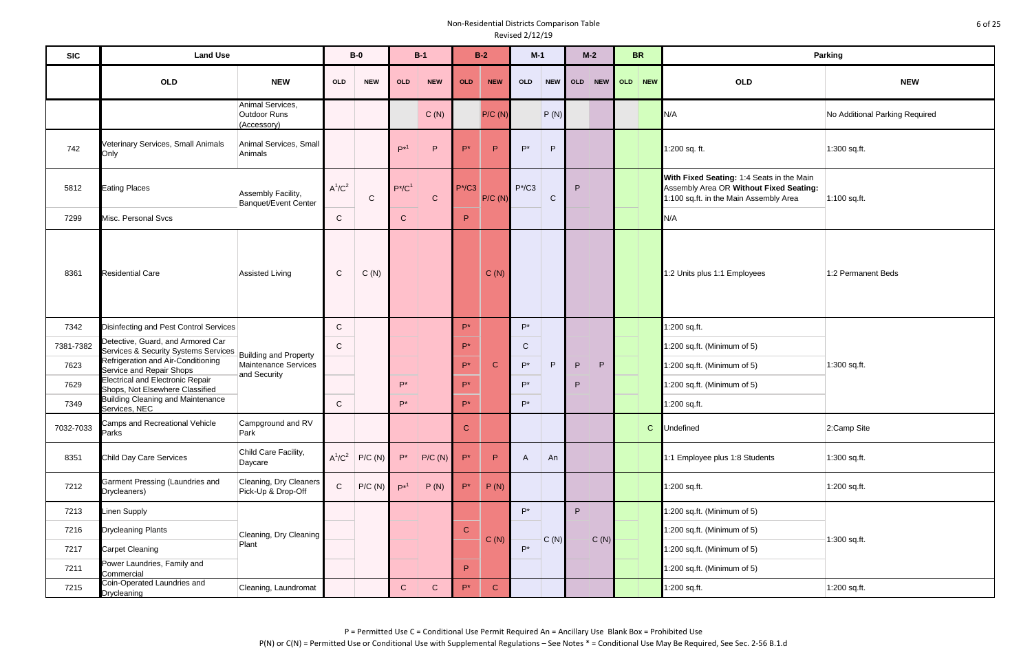| SIC | Land Use | | B-0 | | B-1 | | B-2 | | M-1 | | M-2 | | BR | | Parking | |
|---|---|---|---|---|---|---|---|---|---|---|---|---|---|---|---|---|
| | OLD | NEW | OLD | NEW | OLD | NEW | OLD | NEW | OLD | NEW | OLD | NEW | OLD | NEW | OLD | NEW |
| | | Animal Services, Outdoor Runs (Accessory) | | | | C (N) | | P/C (N) | | P (N) | | | | | N/A | No Additional Parking Required |
| 742 | Veterinary Services, Small Animals Only | Animal Services, Small Animals | | | P*[1] | P | P* | P | P* | P | | | | | 1:200 sq. ft. | 1:300 sq.ft. |
| 5812 | Eating Places | Assembly Facility, Banquet/Event Center | A[1]/C[2] | C | P*/C[1] | C | P*/C3 | P/C (N) | P*/C3 | C | P | | | | **With Fixed Seating:** 1:4 Seats in the Main Assembly Area OR **Without Fixed Seating:** 1:100 sq.ft. in the Main Assembly Area | 1:100 sq.ft. |
| 7299 | Misc. Personal Svcs | | C | | C | | P | | | | | | | | N/A | |
| 8361 | Residential Care | Assisted Living | C | C (N) | | | | C (N) | | | | | | | 1:2 Units plus 1:1 Employees | 1:2 Permanent Beds |
| 7342 | Disinfecting and Pest Control Services | Building and Property Maintenance Services and Security | C | | | | P* | C | P* | P | | P | | | 1:200 sq.ft. | 1:300 sq.ft. |
| 7381-7382 | Detective, Guard, and Armored Car Services & Security Systems Services | | C | | | | P* | | C | | | | | | 1:200 sq.ft. (Minimum of 5) | |
| 7623 | Refrigeration and Air-Conditioning Service and Repair Shops | | | | | | P* | | P* | | P | | | | 1:200 sq.ft. (Minimum of 5) | |
| 7629 | Electrical and Electronic Repair Shops, Not Elsewhere Classified | | | | P* | | P* | | P* | | P | | | | 1:200 sq.ft. (Minimum of 5) | |
| 7349 | Building Cleaning and Maintenance Services, NEC | | C | | P* | | P* | | P* | | | | | | 1:200 sq.ft. | |
| 7032-7033 | Camps and Recreational Vehicle Parks | Campground and RV Park | | | | | C | | | | | | | C | Undefined | 2:Camp Site |
| 8351 | Child Day Care Services | Child Care Facility, Daycare | A[1]/C[2] | P/C (N) | P* | P/C (N) | P* | P | A | An | | | | | 1:1 Employee plus 1:8 Students | 1:300 sq.ft. |
| 7212 | Garment Pressing (Laundries and Drycleaners) | Cleaning, Dry Cleaners Pick-Up & Drop-Off | C | P/C (N) | P*[1] | P (N) | P* | P (N) | | | | | | | 1:200 sq.ft. | 1:200 sq.ft. |
| 7213 | Linen Supply | Cleaning, Dry Cleaning Plant | | | | | | C (N) | P* | C (N) | P | C (N) | | | 1:200 sq.ft. (Minimum of 5) | 1:300 sq.ft. |
| 7216 | Drycleaning Plants | | | | | | C | | | | | | | | 1:200 sq.ft. (Minimum of 5) | |
| 7217 | Carpet Cleaning | | | | | | | | P* | | | | | | 1:200 sq.ft. (Minimum of 5) | |
| 7211 | Power Laundries, Family and Commercial | | | | | | P | | | | | | | | 1:200 sq.ft. (Minimum of 5) | |
| 7215 | Coin-Operated Laundries and Drycleaning | Cleaning, Laundromat | | | C | C | P* | C | | | | | | | 1:200 sq.ft. | 1:200 sq.ft. |

P = Permitted Use C = Conditional Use Permit Required An = Ancillary Use Blank Box = Prohibited Use

P(N) or C(N) = Permitted Use or Conditional Use with Supplemental Regulations – See Notes * = Conditional Use May Be Required, See Sec. 2-56 B.1.d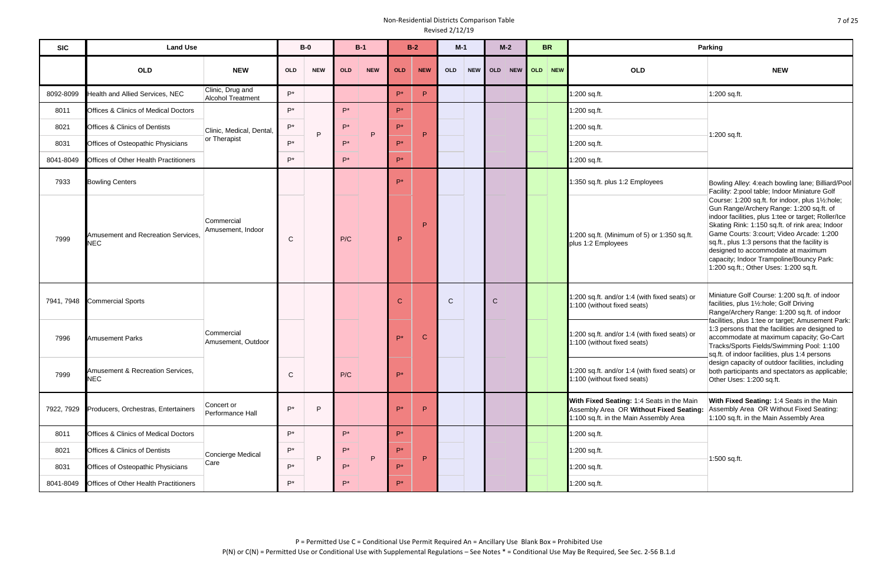# Non-Residential Districts Comparison Table

Revised 2/12/19

| SIC | Land Use | | B-0 | | B-1 | | B-2 | | M-1 | | M-2 | | BR | | Parking | |
|---|---|---|---|---|---|---|---|---|---|---|---|---|---|---|---|---|
| | OLD | NEW | OLD | NEW | OLD | NEW | OLD | NEW | OLD | NEW | OLD | NEW | OLD | NEW | OLD | NEW |
| 8092-8099 | Health and Allied Services, NEC | Clinic, Drug and Alcohol Treatment | P* | | | | P* | P | | | | | | | 1:200 sq.ft. | 1:200 sq.ft. |
| 8011 | Offices & Clinics of Medical Doctors | Clinic, Medical, Dental, or Therapist | P* | P | P* | P | P* | P | | | | | | | 1:200 sq.ft. | 1:200 sq.ft. |
| 8021 | Offices & Clinics of Dentists | | P* | | P* | | P* | | | | | | | | 1:200 sq.ft. | |
| 8031 | Offices of Osteopathic Physicians | | P* | | P* | | P* | | | | | | | | 1:200 sq.ft. | |
| 8041-8049 | Offices of Other Health Practitioners | | P* | | P* | | P* | | | | | | | | 1:200 sq.ft. | |
| 7933 | Bowling Centers | Commercial Amusement, Indoor | | | | | P* | P | | | | | | | 1:350 sq.ft. plus 1:2 Employees | Bowling Alley: 4:each bowling lane; Billiard/Pool Facility: 2:pool table; Indoor Miniature Golf Course: 1:200 sq.ft. for indoor, plus 1½:hole; Gun Range/Archery Range: 1:200 sq.ft. of indoor facilities, plus 1:tee or target; Roller/Ice Skating Rink: 1:150 sq.ft. of rink area; Indoor Game Courts: 3:court; Video Arcade: 1:200 sq.ft., plus 1:3 persons that the facility is designed to accommodate at maximum capacity; Indoor Trampoline/Bouncy Park: 1:200 sq.ft.; Other Uses: 1:200 sq.ft. |
| 7999 | Amusement and Recreation Services, NEC | | C | | P/C | | P | | | | | | | | 1:200 sq.ft. (Minimum of 5) or 1:350 sq.ft. plus 1:2 Employees | |
| 7941, 7948 | Commercial Sports | Commercial Amusement, Outdoor | | | | | C | C | C | | C | | | | 1:200 sq.ft. and/or 1:4 (with fixed seats) or 1:100 (without fixed seats) | Miniature Golf Course: 1:200 sq.ft. of indoor facilities, plus 1½:hole; Golf Driving Range/Archery Range: 1:200 sq.ft. of indoor facilities, plus 1:tee or target; Amusement Park: 1:3 persons that the facilities are designed to accommodate at maximum capacity; Go-Cart Tracks/Sports Fields/Swimming Pool: 1:100 sq.ft. of indoor facilities, plus 1:4 persons design capacity of outdoor facilities, including both participants and spectators as applicable; Other Uses: 1:200 sq.ft. |
| 7996 | Amusement Parks | | | | | | P* | | | | | | | | 1:200 sq.ft. and/or 1:4 (with fixed seats) or 1:100 (without fixed seats) | |
| 7999 | Amusement & Recreation Services, NEC | | C | | P/C | | P* | | | | | | | | 1:200 sq.ft. and/or 1:4 (with fixed seats) or 1:100 (without fixed seats) | |
| 7922, 7929 | Producers, Orchestras, Entertainers | Concert or Performance Hall | P* | P | | | P* | P | | | | | | | **With Fixed Seating:** 1:4 Seats in the Main Assembly Area OR **Without Fixed Seating:** 1:100 sq.ft. in the Main Assembly Area | **With Fixed Seating:** 1:4 Seats in the Main Assembly Area OR Without Fixed Seating: 1:100 sq.ft. in the Main Assembly Area |
| 8011 | Offices & Clinics of Medical Doctors | Concierge Medical Care | P* | P | P* | P | P* | P | | | | | | | 1:200 sq.ft. | 1:500 sq.ft. |
| 8021 | Offices & Clinics of Dentists | | P* | | P* | | P* | | | | | | | | 1:200 sq.ft. | |
| 8031 | Offices of Osteopathic Physicians | | P* | | P* | | P* | | | | | | | | 1:200 sq.ft. | |
| 8041-8049 | Offices of Other Health Practitioners | | P* | | P* | | P* | | | | | | | | 1:200 sq.ft. | |

P = Permitted Use C = Conditional Use Permit Required An = Ancillary Use Blank Box = Prohibited Use

P(N) or C(N) = Permitted Use or Conditional Use with Supplemental Regulations – See Notes * = Conditional Use May Be Required, See Sec. 2-56 B.1.d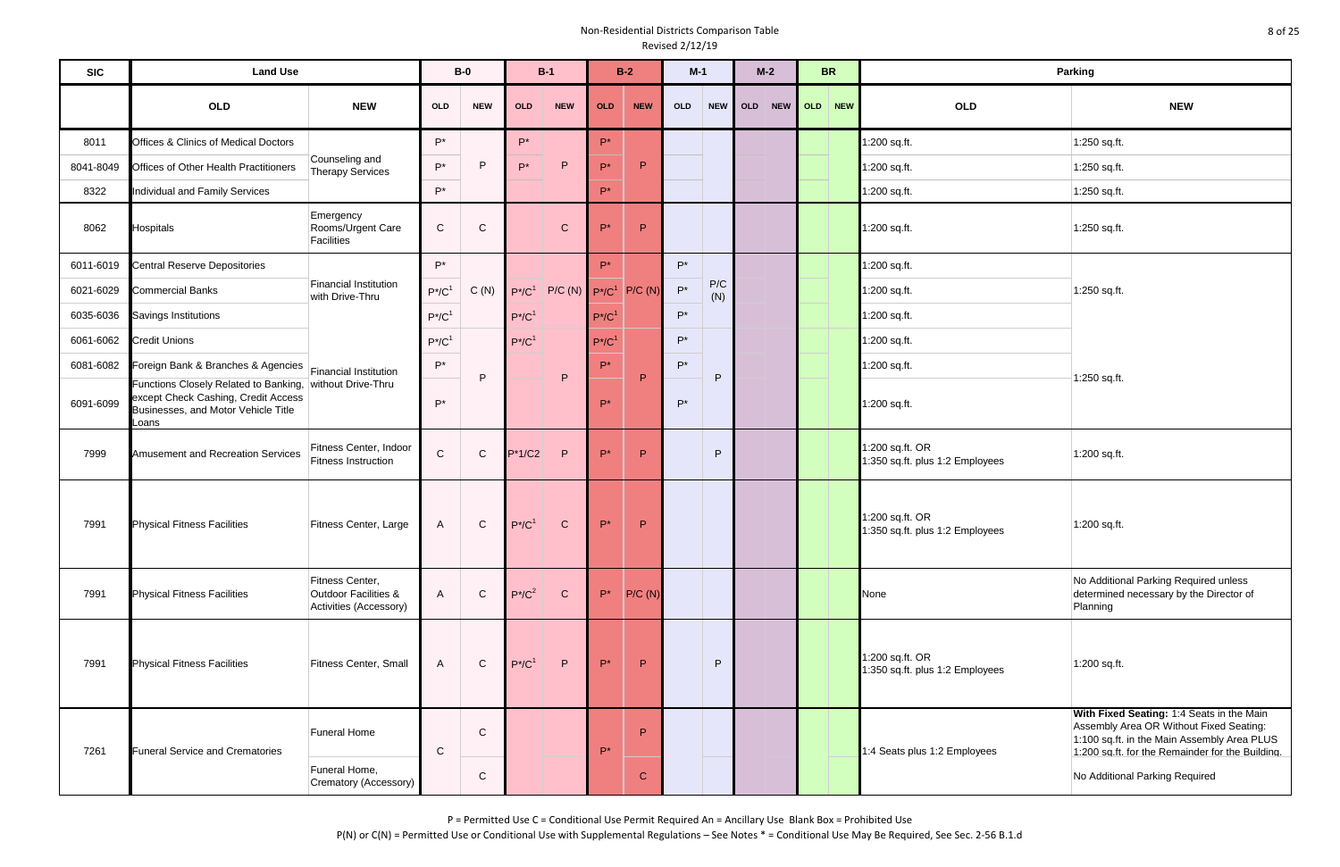Non-Residential Districts Comparison Table

Revised 2/12/19

| SIC | Land Use | | B-0 | | B-1 | | B-2 | | M-1 | | M-2 | | BR | | Parking | |
|---|---|---|---|---|---|---|---|---|---|---|---|---|---|---|---|---|
| | OLD | NEW | OLD | NEW | OLD | NEW | OLD | NEW | OLD | NEW | OLD | NEW | OLD | NEW | OLD | NEW |
| 8011 | Offices & Clinics of Medical Doctors | Counseling and Therapy Services | P* | P | P* | P | P* | P | | | | | | | 1:200 sq.ft. | 1:250 sq.ft. |
| 8041-8049 | Offices of Other Health Practitioners | | P* | | P* | | P* | | | | | | | | 1:200 sq.ft. | 1:250 sq.ft. |
| 8322 | Individual and Family Services | | P* | | | | P* | | | | | | | | 1:200 sq.ft. | 1:250 sq.ft. |
| 8062 | Hospitals | Emergency Rooms/Urgent Care Facilities | C | C | | C | P* | P | | | | | | | 1:200 sq.ft. | 1:250 sq.ft. |
| 6011-6019 | Central Reserve Depositories | Financial Institution with Drive-Thru | P* | C (N) | | P/C (N) | P* | P/C (N) | P* | P/C (N) | | | | | 1:200 sq.ft. | 1:250 sq.ft. |
| 6021-6029 | Commercial Banks | | P*/C[1] | | P*/C[1] | | P*/C[1] | | P* | | | | | | 1:200 sq.ft. | |
| 6035-6036 | Savings Institutions | | P*/C[1] | | P*/C[1] | | P*/C[1] | | P* | | | | | | 1:200 sq.ft. | |
| 6061-6062 | Credit Unions | Financial Institution without Drive-Thru | P*/C[1] | P | P*/C[1] | P | P*/C[1] | P | P* | P | | | | | 1:200 sq.ft. | 1:250 sq.ft. |
| 6081-6082 | Foreign Bank & Branches & Agencies | | P* | | | | P* | | P* | | | | | | 1:200 sq.ft. | |
| 6091-6099 | Functions Closely Related to Banking, except Check Cashing, Credit Access Businesses, and Motor Vehicle Title Loans | | P* | | | | P* | | P* | | | | | | 1:200 sq.ft. | |
| 7999 | Amusement and Recreation Services | Fitness Center, Indoor Fitness Instruction | C | C | P*1/C2 | P | P* | P | | P | | | | | 1:200 sq.ft. OR 1:350 sq.ft. plus 1:2 Employees | 1:200 sq.ft. |
| 7991 | Physical Fitness Facilities | Fitness Center, Large | A | C | P*/C[1] | C | P* | P | | | | | | | 1:200 sq.ft. OR 1:350 sq.ft. plus 1:2 Employees | 1:200 sq.ft. |
| 7991 | Physical Fitness Facilities | Fitness Center, Outdoor Facilities & Activities (Accessory) | A | C | P*/C[2] | C | P* | P/C (N) | | | | | | | None | No Additional Parking Required unless determined necessary by the Director of Planning |
| 7991 | Physical Fitness Facilities | Fitness Center, Small | A | C | P*/C[1] | P | P* | P | | P | | | | | 1:200 sq.ft. OR 1:350 sq.ft. plus 1:2 Employees | 1:200 sq.ft. |
| 7261 | Funeral Service and Crematories | Funeral Home | C | C | | | P* | P | | | | | | | 1:4 Seats plus 1:2 Employees | **With Fixed Seating:** 1:4 Seats in the Main Assembly Area OR Without Fixed Seating: 1:100 sq.ft. in the Main Assembly Area PLUS 1:200 sq.ft. for the Remainder for the Building. |
| | | Funeral Home, Crematory (Accessory) | | C | | | | C | | | | | | | | No Additional Parking Required |

P = Permitted Use C = Conditional Use Permit Required An = Ancillary Use Blank Box = Prohibited Use

P(N) or C(N) = Permitted Use or Conditional Use with Supplemental Regulations – See Notes * = Conditional Use May Be Required, See Sec. 2-56 B.1.d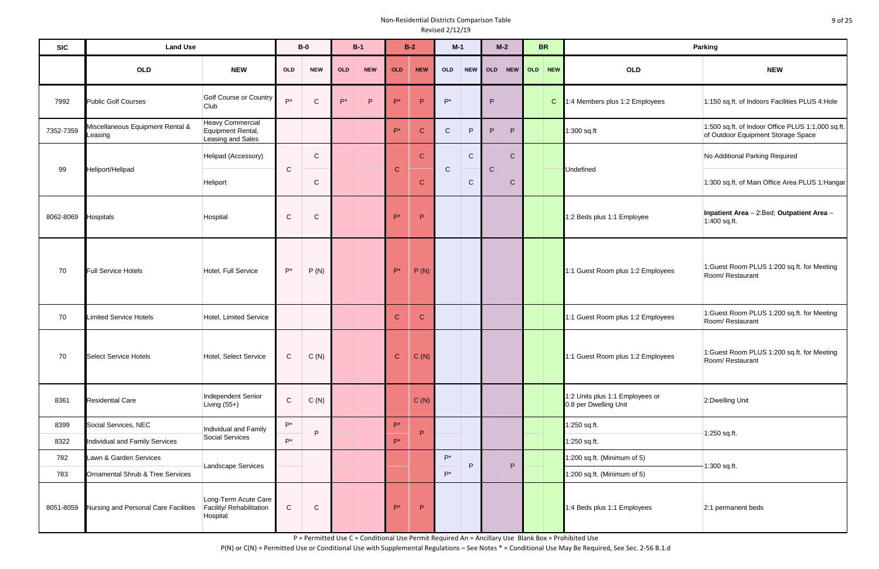Non-Residential Districts Comparison Table
Revised 2/12/19

| SIC | Land Use | | B-0 | | B-1 | | B-2 | | M-1 | | M-2 | | BR | | Parking | |
|---|---|---|---|---|---|---|---|---|---|---|---|---|---|---|---|---|
| | OLD | NEW | OLD | NEW | OLD | NEW | OLD | NEW | OLD | NEW | OLD | NEW | OLD | NEW | OLD | NEW |
| 7992 | Public Golf Courses | Golf Course or Country Club | P* | C | P* | P | P* | P | P* | | P | | | C | 1:4 Members plus 1:2 Employees | 1:150 sq.ft. of Indoors Facilities PLUS 4:Hole |
| 7352-7359 | Miscellaneous Equipment Rental & Leasing | Heavy Commercial Equipment Rental, Leasing and Sales | | | | | P* | C | C | P | P | P | | | 1:300 sq.ft | 1:500 sq.ft. of Indoor Office PLUS 1:1,000 sq.ft. of Outdoor Equipment Storage Space |
| 99 | Heliport/Helipad | Helipad (Accessory) | C | C | | | C | C | C | C | C | C | | | Undefined | No Additional Parking Required |
| | | Heliport | | C | | | | C | | C | | C | | | | 1:300 sq.ft. of Main Office Area PLUS 1:Hangar |
| 8062-8069 | Hospitals | Hospital | C | C | | | P* | P | | | | | | | 1:2 Beds plus 1:1 Employee | **Inpatient Area** – 2:Bed; **Outpatient Area** – 1:400 sq.ft. |
| 70 | Full Service Hotels | Hotel, Full Service | P* | P (N) | | | P* | P (N) | | | | | | | 1:1 Guest Room plus 1:2 Employees | 1:Guest Room PLUS 1:200 sq.ft. for Meeting Room/ Restaurant |
| 70 | Limited Service Hotels | Hotel, Limited Service | | | | | C | C | | | | | | | 1:1 Guest Room plus 1:2 Employees | 1:Guest Room PLUS 1:200 sq.ft. for Meeting Room/ Restaurant |
| 70 | Select Service Hotels | Hotel, Select Service | C | C (N) | | | C | C (N) | | | | | | | 1:1 Guest Room plus 1:2 Employees | 1:Guest Room PLUS 1:200 sq.ft. for Meeting Room/ Restaurant |
| 8361 | Residential Care | Independent Senior Living (55+) | C | C (N) | | | | C (N) | | | | | | | 1:2 Units plus 1:1 Employees or 0.8 per Dwelling Unit | 2:Dwelling Unit |
| 8399 | Social Services, NEC | Individual and Family Social Services | P* | P | | | P* | P | | | | | | | 1:250 sq.ft. | 1:250 sq.ft. |
| 8322 | Individual and Family Services | | P* | | | | P* | | | | | | | | 1:250 sq.ft. | |
| 782 | Lawn & Garden Services | Landscape Services | | | | | | | P* | P | | P | | | 1:200 sq.ft. (Minimum of 5) | 1:300 sq.ft. |
| 783 | Ornamental Shrub & Tree Services | | | | | | | | P* | | | | | | 1:200 sq.ft. (Minimum of 5) | |
| 8051-8059 | Nursing and Personal Care Facilities | Long-Term Acute Care Facility/ Rehabilitation Hospital | C | C | | | P* | P | | | | | | | 1:4 Beds plus 1:1 Employees | 2:1 permanent beds |

P = Permitted Use C = Conditional Use Permit Required An = Ancillary Use Blank Box = Prohibited Use

P(N) or C(N) = Permitted Use or Conditional Use with Supplemental Regulations – See Notes * = Conditional Use May Be Required, See Sec. 2-56 B.1.d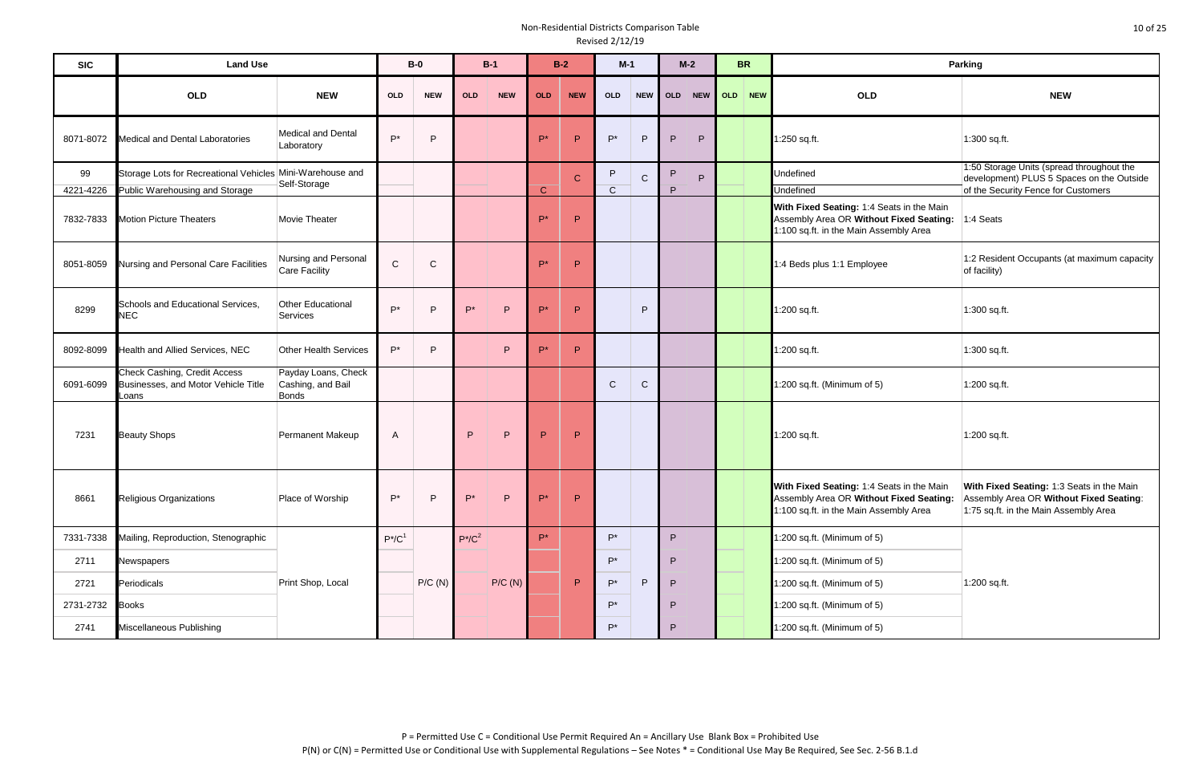# Non-Residential Districts Comparison Table

Revised 2/12/19

| SIC | Land Use | | B-0 | | B-1 | | B-2 | | M-1 | | M-2 | | BR | | Parking | |
|---|---|---|---|---|---|---|---|---|---|---|---|---|---|---|---|---|
| | OLD | NEW | OLD | NEW | OLD | NEW | OLD | NEW | OLD | NEW | OLD | NEW | OLD | NEW | OLD | NEW |
| 8071-8072 | Medical and Dental Laboratories | Medical and Dental Laboratory | P* | P | | | P* | P | P* | P | P | P | | | 1:250 sq.ft. | 1:300 sq.ft. |
| 99 | Storage Lots for Recreational Vehicles | Mini-Warehouse and Self-Storage | | | | | | C | P | C | P | P | | | Undefined | 1:50 Storage Units (spread throughout the development) PLUS 5 Spaces on the Outside of the Security Fence for Customers |
| 4221-4226 | Public Warehousing and Storage | | | | | | C | | C | | P | | | | Undefined | |
| 7832-7833 | Motion Picture Theaters | Movie Theater | | | | | P* | P | | | | | | | **With Fixed Seating:** 1:4 Seats in the Main Assembly Area OR **Without Fixed Seating:** 1:100 sq.ft. in the Main Assembly Area | 1:4 Seats |
| 8051-8059 | Nursing and Personal Care Facilities | Nursing and Personal Care Facility | C | C | | | P* | P | | | | | | | 1:4 Beds plus 1:1 Employee | 1:2 Resident Occupants (at maximum capacity of facility) |
| 8299 | Schools and Educational Services, NEC | Other Educational Services | P* | P | P* | P | P* | P | | P | | | | | 1:200 sq.ft. | 1:300 sq.ft. |
| 8092-8099 | Health and Allied Services, NEC | Other Health Services | P* | P | | P | P* | P | | | | | | | 1:200 sq.ft. | 1:300 sq.ft. |
| 6091-6099 | Check Cashing, Credit Access Businesses, and Motor Vehicle Title Loans | Payday Loans, Check Cashing, and Bail Bonds | | | | | | | C | C | | | | | 1:200 sq.ft. (Minimum of 5) | 1:200 sq.ft. |
| 7231 | Beauty Shops | Permanent Makeup | A | | P | P | P | P | | | | | | | 1:200 sq.ft. | 1:200 sq.ft. |
| 8661 | Religious Organizations | Place of Worship | P* | P | P* | P | P* | P | | | | | | | **With Fixed Seating:** 1:4 Seats in the Main Assembly Area OR **Without Fixed Seating:** 1:100 sq.ft. in the Main Assembly Area | **With Fixed Seating:** 1:3 Seats in the Main Assembly Area OR **Without Fixed Seating**: 1:75 sq.ft. in the Main Assembly Area |
| 7331-7338 | Mailing, Reproduction, Stenographic | Print Shop, Local | P*/C[1] | P/C (N) | P*/C[2] | P/C (N) | P* | P | P* | P | P | | | | 1:200 sq.ft. (Minimum of 5) | 1:200 sq.ft. |
| 2711 | Newspapers | | | | | | | | P* | | P | | | | 1:200 sq.ft. (Minimum of 5) | |
| 2721 | Periodicals | | | | | | | | P* | | P | | | | 1:200 sq.ft. (Minimum of 5) | |
| 2731-2732 | Books | | | | | | | | P* | | P | | | | 1:200 sq.ft. (Minimum of 5) | |
| 2741 | Miscellaneous Publishing | | | | | | | | P* | | P | | | | 1:200 sq.ft. (Minimum of 5) | |

P = Permitted Use C = Conditional Use Permit Required An = Ancillary Use Blank Box = Prohibited Use

P(N) or C(N) = Permitted Use or Conditional Use with Supplemental Regulations – See Notes * = Conditional Use May Be Required, See Sec. 2-56 B.1.d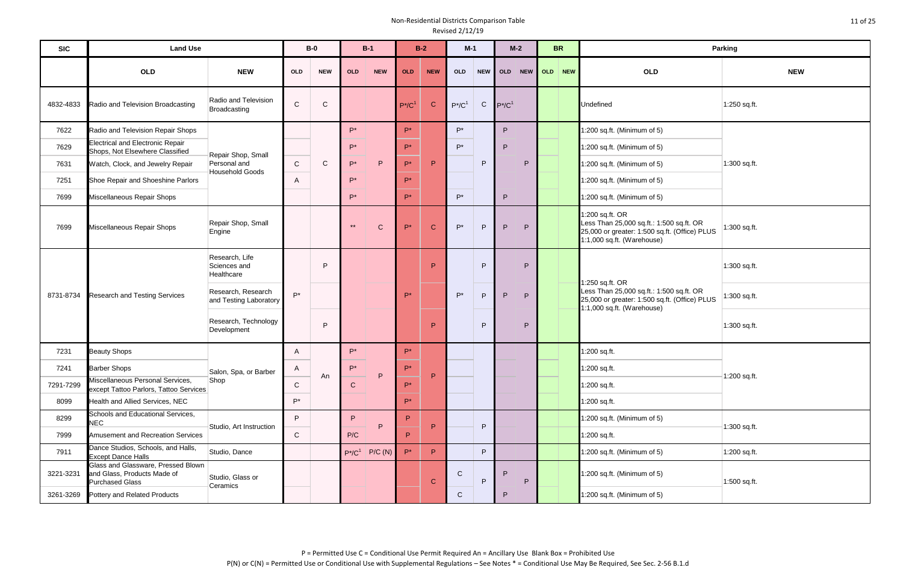| SIC | Land Use | | B-0 | | B-1 | | B-2 | | M-1 | | M-2 | | BR | | Parking | |
|---|---|---|---|---|---|---|---|---|---|---|---|---|---|---|---|---|
| | OLD | NEW | OLD | NEW | OLD | NEW | OLD | NEW | OLD | NEW | OLD | NEW | OLD | NEW | OLD | NEW |
| 4832-4833 | Radio and Television Broadcasting | Radio and Television Broadcasting | C | C | | | P*/C[1] | C | P*/C[1] | C | P*/C[1] | | | | Undefined | 1:250 sq.ft. |
| 7622 | Radio and Television Repair Shops | | | | P* | | P* | | P* | | P | | | | 1:200 sq.ft. (Minimum of 5) | |
| 7629 | Electrical and Electronic Repair Shops, Not Elsewhere Classified | | | | P* | | P* | | P* | | P | | | | 1:200 sq.ft. (Minimum of 5) | |
| 7631 | Watch, Clock, and Jewelry Repair | Repair Shop, Small Personal and Household Goods | C | C | P* | P | P* | P | | P | | P | | | 1:200 sq.ft. (Minimum of 5) | 1:300 sq.ft. |
| 7251 | Shoe Repair and Shoeshine Parlors | | A | | P* | | P* | | | | | | | | 1:200 sq.ft. (Minimum of 5) | |
| 7699 | Miscellaneous Repair Shops | | | | P* | | P* | | P* | | P | | | | 1:200 sq.ft. (Minimum of 5) | |
| 7699 | Miscellaneous Repair Shops | Repair Shop, Small Engine | | | ** | C | P* | C | P* | P | P | P | | | 1:200 sq.ft. OR Less Than 25,000 sq.ft.: 1:500 sq.ft. OR 25,000 or greater: 1:500 sq.ft. (Office) PLUS 1:1,000 sq.ft. (Warehouse) | 1:300 sq.ft. |
| | | Research, Life Sciences and Healthcare | | P | | | | P | | P | | P | | | | 1:300 sq.ft. |
| 8731-8734 | Research and Testing Services | Research, Research and Testing Laboratory | P* | | | | P* | | P* | P | P | P | | | 1:250 sq.ft. OR Less Than 25,000 sq.ft.: 1:500 sq.ft. OR 25,000 or greater: 1:500 sq.ft. (Office) PLUS 1:1,000 sq.ft. (Warehouse) | 1:300 sq.ft. |
| | | Research, Technology Development | | P | | | | P | | P | | P | | | | 1:300 sq.ft. |
| 7231 | Beauty Shops | | A | | P* | | P* | | | | | | | | 1:200 sq.ft. | |
| 7241 | Barber Shops | Salon, Spa, or Barber Shop | A | An | P* | P | P* | P | | | | | | | 1:200 sq.ft. | 1:200 sq.ft. |
| 7291-7299 | Miscellaneous Personal Services, except Tattoo Parlors, Tattoo Services | | C | | C | | P* | | | | | | | | 1:200 sq.ft. | |
| 8099 | Health and Allied Services, NEC | | P* | | | | P* | | | | | | | | 1:200 sq.ft. | |
| 8299 | Schools and Educational Services, NEC | Studio, Art Instruction | P | | P | P | P | P | | P | | | | | 1:200 sq.ft. (Minimum of 5) | 1:300 sq.ft. |
| 7999 | Amusement and Recreation Services | | C | | P/C | | P | | | | | | | | 1:200 sq.ft. | |
| 7911 | Dance Studios, Schools, and Halls, Except Dance Halls | Studio, Dance | | | P*/C[1] | P/C (N) | P* | P | | P | | | | | 1:200 sq.ft. (Minimum of 5) | 1:200 sq.ft. |
| 3221-3231 | Glass and Glassware, Pressed Blown and Glass, Products Made of Purchased Glass | Studio, Glass or Ceramics | | | | | | C | C | P | P | P | | | 1:200 sq.ft. (Minimum of 5) | 1:500 sq.ft. |
| 3261-3269 | Pottery and Related Products | | | | | | | | C | | P | | | | 1:200 sq.ft. (Minimum of 5) | |

P = Permitted Use C = Conditional Use Permit Required An = Ancillary Use Blank Box = Prohibited Use

P(N) or C(N) = Permitted Use or Conditional Use with Supplemental Regulations – See Notes * = Conditional Use May Be Required, See Sec. 2-56 B.1.d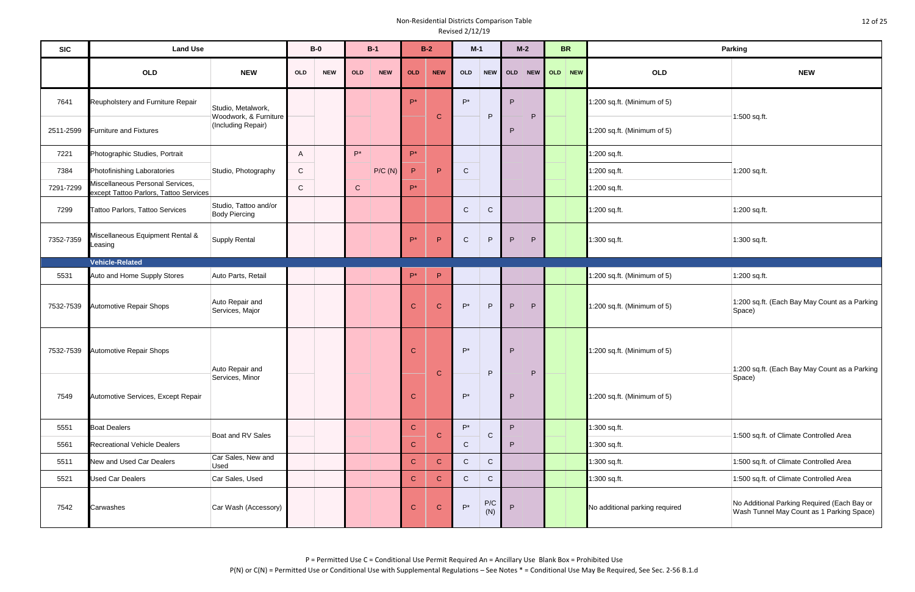Non-Residential Districts Comparison Table

Revised 2/12/19

| SIC | Land Use | | B-0 | | B-1 | | B-2 | | M-1 | | M-2 | | BR | | Parking | |
|---|---|---|---|---|---|---|---|---|---|---|---|---|---|---|---|---|
| | OLD | NEW | OLD | NEW | OLD | NEW | OLD | NEW | OLD | NEW | OLD | NEW | OLD | NEW | OLD | NEW |
| 7641 | Reupholstery and Furniture Repair | Studio, Metalwork, Woodwork, & Furniture (Including Repair) | | | | | P* | C | P* | P | P | P | | | 1:200 sq.ft. (Minimum of 5) | 1:500 sq.ft. |
| 2511-2599 | Furniture and Fixtures | | | | | | | | | | P | | | | 1:200 sq.ft. (Minimum of 5) | |
| 7221 | Photographic Studies, Portrait | Studio, Photography | A | | P* | P/C (N) | P* | P | | | | | | | 1:200 sq.ft. | 1:200 sq.ft. |
| 7384 | Photofinishing Laboratories | | C | | | | P | | C | | | | | | 1:200 sq.ft. | |
| 7291-7299 | Miscellaneous Personal Services, except Tattoo Parlors, Tattoo Services | | C | | C | | P* | | | | | | | | 1:200 sq.ft. | |
| 7299 | Tattoo Parlors, Tattoo Services | Studio, Tattoo and/or Body Piercing | | | | | | | C | C | | | | | 1:200 sq.ft. | 1:200 sq.ft. |
| 7352-7359 | Miscellaneous Equipment Rental & Leasing | Supply Rental | | | | | P* | P | C | P | P | P | | | 1:300 sq.ft. | 1:300 sq.ft. |
| | **Vehicle-Related** | | | | | | | | | | | | | | | |
| 5531 | Auto and Home Supply Stores | Auto Parts, Retail | | | | | P* | P | | | | | | | 1:200 sq.ft. (Minimum of 5) | 1:200 sq.ft. |
| 7532-7539 | Automotive Repair Shops | Auto Repair and Services, Major | | | | | C | C | P* | P | P | P | | | 1:200 sq.ft. (Minimum of 5) | 1:200 sq.ft. (Each Bay May Count as a Parking Space) |
| 7532-7539 | Automotive Repair Shops | Auto Repair and Services, Minor | | | | | C | C | P* | P | P | P | | | 1:200 sq.ft. (Minimum of 5) | 1:200 sq.ft. (Each Bay May Count as a Parking Space) |
| 7549 | Automotive Services, Except Repair | | | | | | C | | P* | | P | | | | 1:200 sq.ft. (Minimum of 5) | |
| 5551 | Boat Dealers | Boat and RV Sales | | | | | C | C | P* | C | P | | | | 1:300 sq.ft. | 1:500 sq.ft. of Climate Controlled Area |
| 5561 | Recreational Vehicle Dealers | | | | | | C | | C | | P | | | | 1:300 sq.ft. | |
| 5511 | New and Used Car Dealers | Car Sales, New and Used | | | | | C | C | C | C | | | | | 1:300 sq.ft. | 1:500 sq.ft. of Climate Controlled Area |
| 5521 | Used Car Dealers | Car Sales, Used | | | | | C | C | C | C | | | | | 1:300 sq.ft. | 1:500 sq.ft. of Climate Controlled Area |
| 7542 | Carwashes | Car Wash (Accessory) | | | | | C | C | P* | P/C (N) | P | | | | No additional parking required | No Additional Parking Required (Each Bay or Wash Tunnel May Count as 1 Parking Space) |

P = Permitted Use C = Conditional Use Permit Required An = Ancillary Use Blank Box = Prohibited Use

P(N) or C(N) = Permitted Use or Conditional Use with Supplemental Regulations – See Notes * = Conditional Use May Be Required, See Sec. 2-56 B.1.d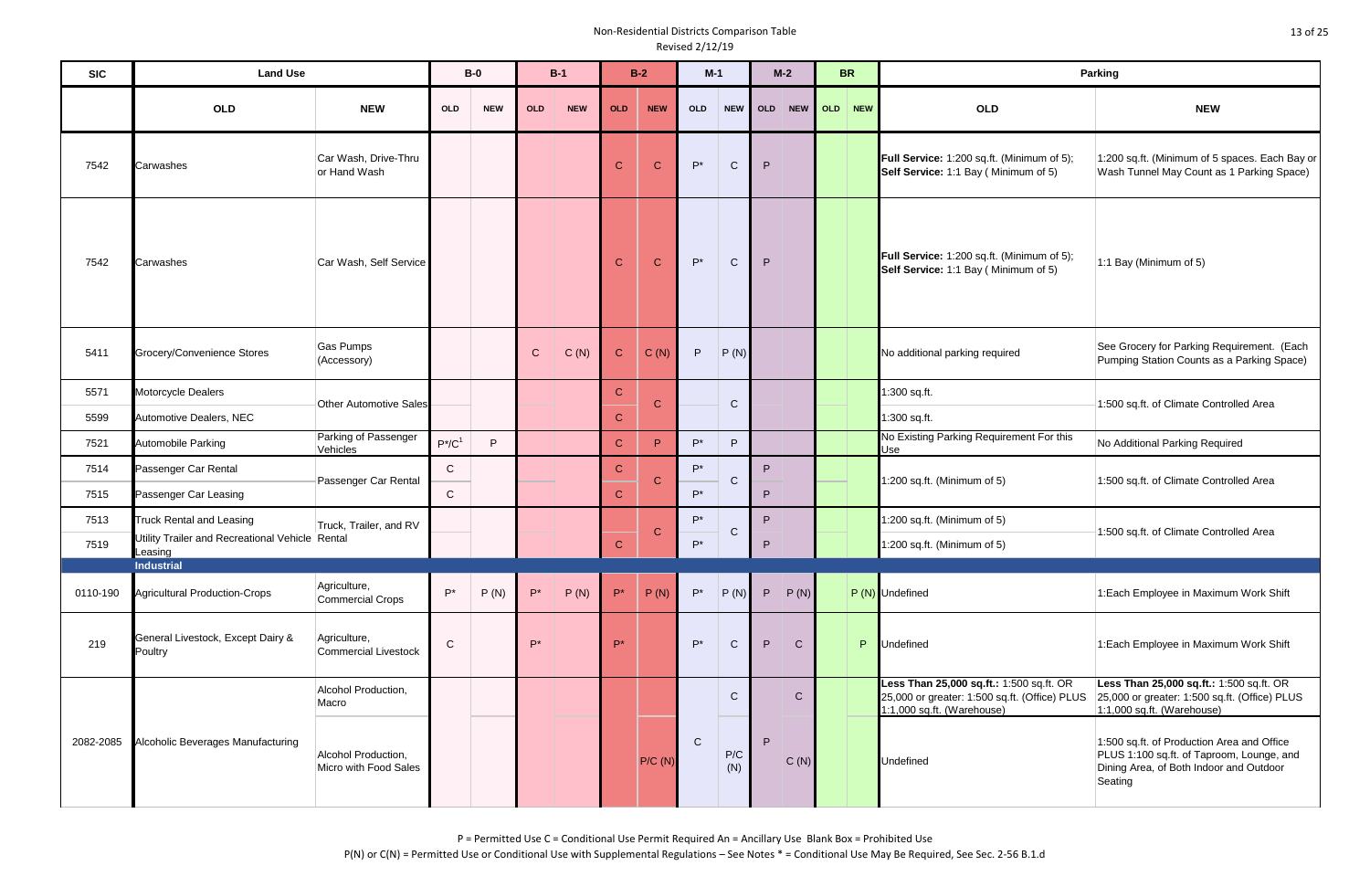Non-Residential Districts Comparison Table
Revised 2/12/19

| SIC | Land Use | | B-0 | | B-1 | | B-2 | | M-1 | | M-2 | | BR | | Parking | |
|---|---|---|---|---|---|---|---|---|---|---|---|---|---|---|---|---|
| | OLD | NEW | OLD | NEW | OLD | NEW | OLD | NEW | OLD | NEW | OLD | NEW | OLD | NEW | OLD | NEW |
| 7542 | Carwashes | Car Wash, Drive-Thru or Hand Wash | | | | | C | C | P* | C | P | | | | **Full Service:** 1:200 sq.ft. (Minimum of 5); **Self Service:** 1:1 Bay ( Minimum of 5) | 1:200 sq.ft. (Minimum of 5 spaces. Each Bay or Wash Tunnel May Count as 1 Parking Space) |
| 7542 | Carwashes | Car Wash, Self Service | | | | | C | C | P* | C | P | | | | **Full Service:** 1:200 sq.ft. (Minimum of 5); **Self Service:** 1:1 Bay ( Minimum of 5) | 1:1 Bay (Minimum of 5) |
| 5411 | Grocery/Convenience Stores | Gas Pumps (Accessory) | | | C | C (N) | C | C (N) | P | P (N) | | | | | No additional parking required | See Grocery for Parking Requirement. (Each Pumping Station Counts as a Parking Space) |
| 5571 | Motorcycle Dealers | Other Automotive Sales | | | | | C | C | | C | | | | | 1:300 sq.ft. | 1:500 sq.ft. of Climate Controlled Area |
| 5599 | Automotive Dealers, NEC | | | | | | C | | | | | | | | 1:300 sq.ft. | |
| 7521 | Automobile Parking | Parking of Passenger Vehicles | P*/C[1] | P | | | C | P | P* | P | | | | | No Existing Parking Requirement For this Use | No Additional Parking Required |
| 7514 | Passenger Car Rental | Passenger Car Rental | C | | | | C | C | P* | C | P | | | | 1:200 sq.ft. (Minimum of 5) | 1:500 sq.ft. of Climate Controlled Area |
| 7515 | Passenger Car Leasing | | C | | | | C | | P* | | P | | | | | |
| 7513 | Truck Rental and Leasing | Truck, Trailer, and RV Rental | | | | | | C | P* | C | P | | | | 1:200 sq.ft. (Minimum of 5) | 1:500 sq.ft. of Climate Controlled Area |
| 7519 | Utility Trailer and Recreational Vehicle Leasing | | | | | | C | | P* | | P | | | | 1:200 sq.ft. (Minimum of 5) | |
| | **Industrial** | | | | | | | | | | | | | | | |
| 0110-190 | Agricultural Production-Crops | Agriculture, Commercial Crops | P* | P (N) | P* | P (N) | P* | P (N) | P* | P (N) | P | P (N) | | P (N) | Undefined | 1:Each Employee in Maximum Work Shift |
| 219 | General Livestock, Except Dairy & Poultry | Agriculture, Commercial Livestock | C | | P* | | P* | | P* | C | P | C | | P | Undefined | 1:Each Employee in Maximum Work Shift |
| 2082-2085 | Alcoholic Beverages Manufacturing | Alcohol Production, Macro | | | | | | | C | C | P | C | | | **Less Than 25,000 sq.ft.:** 1:500 sq.ft. OR 25,000 or greater: 1:500 sq.ft. (Office) PLUS 1:1,000 sq.ft. (Warehouse) | **Less Than 25,000 sq.ft.:** 1:500 sq.ft. OR 25,000 or greater: 1:500 sq.ft. (Office) PLUS 1:1,000 sq.ft. (Warehouse) |
| | | Alcohol Production, Micro with Food Sales | | | | | | P/C (N) | | P/C (N) | | C (N) | | | Undefined | 1:500 sq.ft. of Production Area and Office PLUS 1:100 sq.ft. of Taproom, Lounge, and Dining Area, of Both Indoor and Outdoor Seating |

P = Permitted Use C = Conditional Use Permit Required An = Ancillary Use Blank Box = Prohibited Use

P(N) or C(N) = Permitted Use or Conditional Use with Supplemental Regulations – See Notes * = Conditional Use May Be Required, See Sec. 2-56 B.1.d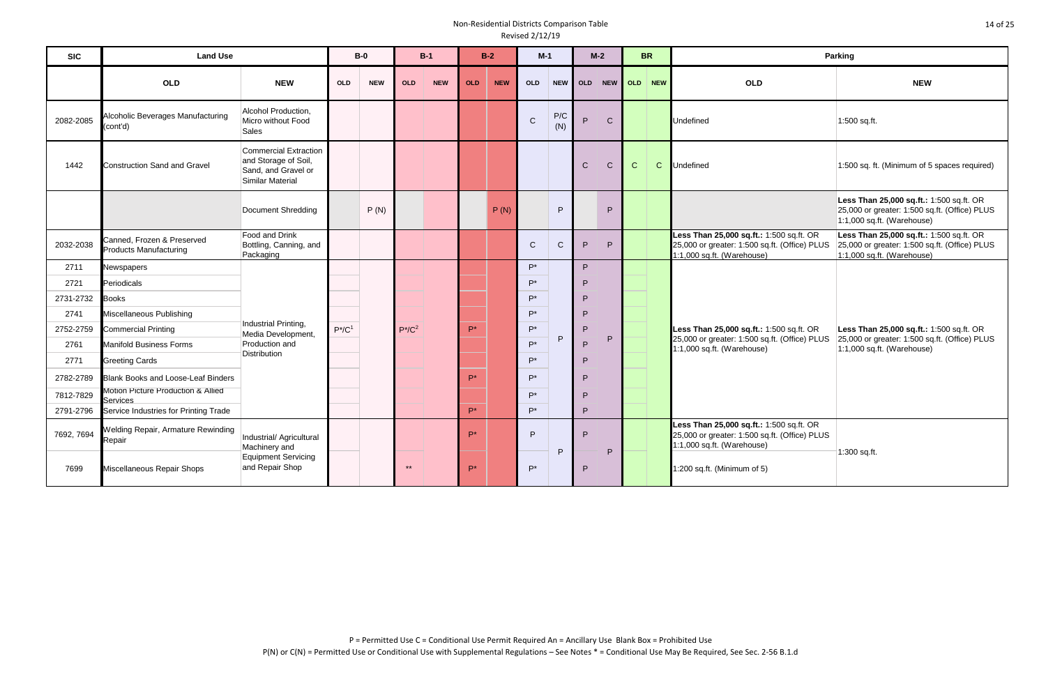Non-Residential Districts Comparison Table

Revised 2/12/19

| SIC | Land Use | | B-0 | | B-1 | | B-2 | | M-1 | | M-2 | | BR | | Parking | |
|---|---|---|---|---|---|---|---|---|---|---|---|---|---|---|---|---|
| | OLD | NEW | OLD | NEW | OLD | NEW | OLD | NEW | OLD | NEW | OLD | NEW | OLD | NEW | OLD | NEW |
| 2082-2085 | Alcoholic Beverages Manufacturing (cont'd) | Alcohol Production, Micro without Food Sales | | | | | | | C | P/C (N) | P | C | | | Undefined | 1:500 sq.ft. |
| 1442 | Construction Sand and Gravel | Commercial Extraction and Storage of Soil, Sand, and Gravel or Similar Material | | | | | | | | | C | C | C | C | Undefined | 1:500 sq. ft. (Minimum of 5 spaces required) |
| | | Document Shredding | | P (N) | | | | P (N) | | P | | P | | | | **Less Than 25,000 sq.ft.:** 1:500 sq.ft. OR 25,000 or greater: 1:500 sq.ft. (Office) PLUS 1:1,000 sq.ft. (Warehouse) |
| 2032-2038 | Canned, Frozen & Preserved Products Manufacturing | Food and Drink Bottling, Canning, and Packaging | | | | | | | C | C | P | P | | | **Less Than 25,000 sq.ft.:** 1:500 sq.ft. OR 25,000 or greater: 1:500 sq.ft. (Office) PLUS 1:1,000 sq.ft. (Warehouse) | **Less Than 25,000 sq.ft.:** 1:500 sq.ft. OR 25,000 or greater: 1:500 sq.ft. (Office) PLUS 1:1,000 sq.ft. (Warehouse) |
| 2711 | Newspapers | Industrial Printing, Media Development, Production and Distribution | | | | | | | P* | P | P | P | | | **Less Than 25,000 sq.ft.:** 1:500 sq.ft. OR 25,000 or greater: 1:500 sq.ft. (Office) PLUS 1:1,000 sq.ft. (Warehouse) | **Less Than 25,000 sq.ft.:** 1:500 sq.ft. OR 25,000 or greater: 1:500 sq.ft. (Office) PLUS 1:1,000 sq.ft. (Warehouse) |
| 2721 | Periodicals | | | | | | | | P* | | P | | | | | |
| 2731-2732 | Books | | | | | | | | P* | | P | | | | | |
| 2741 | Miscellaneous Publishing | | | | | | | | P* | | P | | | | | |
| 2752-2759 | Commercial Printing | | P*/C[1] | | P*/C[2] | | P* | | P* | | P | | | | | |
| 2761 | Manifold Business Forms | | | | | | | | P* | | P | | | | | |
| 2771 | Greeting Cards | | | | | | | | P* | | P | | | | | |
| 2782-2789 | Blank Books and Loose-Leaf Binders | | | | | | P* | | P* | | P | | | | | |
| 7812-7829 | Motion Picture Production & Allied Services | | | | | | | | P* | | P | | | | | |
| 2791-2796 | Service Industries for Printing Trade | | | | | | P* | | P* | | P | | | | | |
| 7692, 7694 | Welding Repair, Armature Rewinding Repair | Industrial/ Agricultural Machinery and Equipment Servicing and Repair Shop | | | | | P* | | P | P | P | P | | | **Less Than 25,000 sq.ft.:** 1:500 sq.ft. OR 25,000 or greater: 1:500 sq.ft. (Office) PLUS 1:1,000 sq.ft. (Warehouse) | 1:300 sq.ft. |
| 7699 | Miscellaneous Repair Shops | | | | ** | | P* | | P* | | P | | | | 1:200 sq.ft. (Minimum of 5) | |

P = Permitted Use C = Conditional Use Permit Required An = Ancillary Use Blank Box = Prohibited Use

P(N) or C(N) = Permitted Use or Conditional Use with Supplemental Regulations – See Notes * = Conditional Use May Be Required, See Sec. 2-56 B.1.d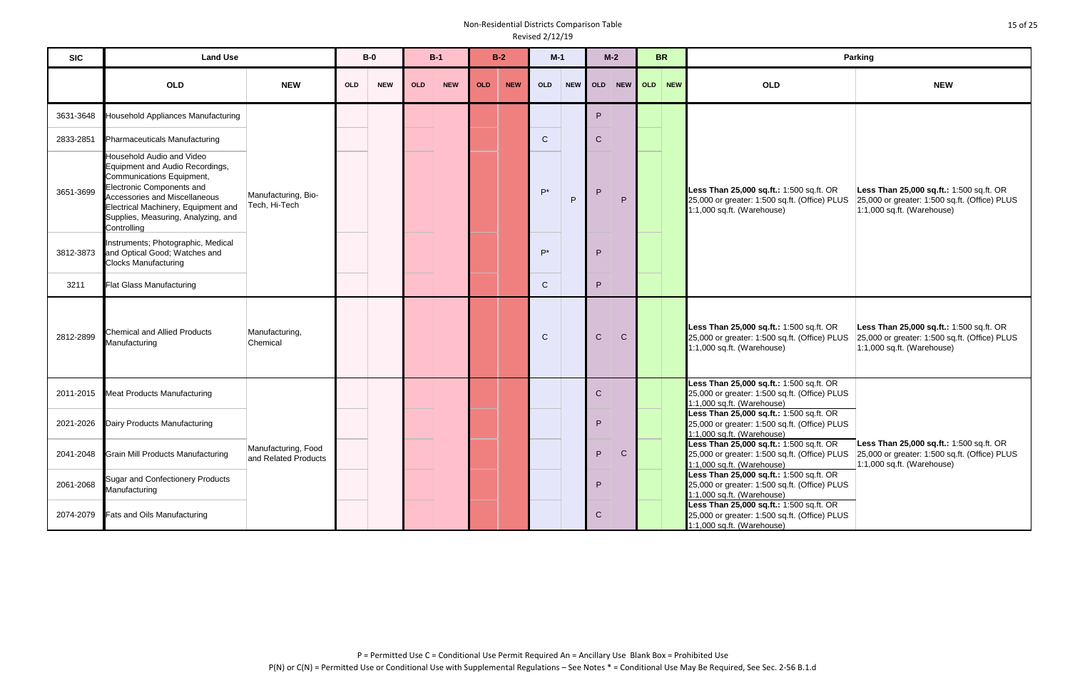# Non-Residential Districts Comparison Table

Revised 2/12/19

| SIC | Land Use | | B-0 | | B-1 | | B-2 | | M-1 | | M-2 | | BR | | Parking | |
|---|---|---|---|---|---|---|---|---|---|---|---|---|---|---|---|---|
| | OLD | NEW | OLD | NEW | OLD | NEW | OLD | NEW | OLD | NEW | OLD | NEW | OLD | NEW | OLD | NEW |
| 3631-3648 | Household Appliances Manufacturing | Manufacturing, Bio-Tech, Hi-Tech | | | | | | | | P | P | P | | | Less Than 25,000 sq.ft.: 1:500 sq.ft. OR 25,000 or greater: 1:500 sq.ft. (Office) PLUS 1:1,000 sq.ft. (Warehouse) | Less Than 25,000 sq.ft.: 1:500 sq.ft. OR 25,000 or greater: 1:500 sq.ft. (Office) PLUS 1:1,000 sq.ft. (Warehouse) |
| 2833-2851 | Pharmaceuticals Manufacturing | | | | | | | | C | | C | | | | | |
| 3651-3699 | Household Audio and Video Equipment and Audio Recordings, Communications Equipment, Electronic Components and Accessories and Miscellaneous Electrical Machinery, Equipment and Supplies, Measuring, Analyzing, and Controlling | | | | | | | | P* | | P | | | | | |
| 3812-3873 | Instruments; Photographic, Medical and Optical Good; Watches and Clocks Manufacturing | | | | | | | | P* | | P | | | | | |
| 3211 | Flat Glass Manufacturing | | | | | | | | C | | P | | | | | |
| 2812-2899 | Chemical and Allied Products Manufacturing | Manufacturing, Chemical | | | | | | | C | | C | C | | | Less Than 25,000 sq.ft.: 1:500 sq.ft. OR 25,000 or greater: 1:500 sq.ft. (Office) PLUS 1:1,000 sq.ft. (Warehouse) | Less Than 25,000 sq.ft.: 1:500 sq.ft. OR 25,000 or greater: 1:500 sq.ft. (Office) PLUS 1:1,000 sq.ft. (Warehouse) |
| 2011-2015 | Meat Products Manufacturing | Manufacturing, Food and Related Products | | | | | | | | | C | C | | | Less Than 25,000 sq.ft.: 1:500 sq.ft. OR 25,000 or greater: 1:500 sq.ft. (Office) PLUS 1:1,000 sq.ft. (Warehouse) | Less Than 25,000 sq.ft.: 1:500 sq.ft. OR 25,000 or greater: 1:500 sq.ft. (Office) PLUS 1:1,000 sq.ft. (Warehouse) |
| 2021-2026 | Dairy Products Manufacturing | | | | | | | | | | P | | | | Less Than 25,000 sq.ft.: 1:500 sq.ft. OR 25,000 or greater: 1:500 sq.ft. (Office) PLUS 1:1,000 sq.ft. (Warehouse) | |
| 2041-2048 | Grain Mill Products Manufacturing | | | | | | | | | | P | | | | Less Than 25,000 sq.ft.: 1:500 sq.ft. OR 25,000 or greater: 1:500 sq.ft. (Office) PLUS 1:1,000 sq.ft. (Warehouse) | |
| 2061-2068 | Sugar and Confectionery Products Manufacturing | | | | | | | | | | P | | | | Less Than 25,000 sq.ft.: 1:500 sq.ft. OR 25,000 or greater: 1:500 sq.ft. (Office) PLUS 1:1,000 sq.ft. (Warehouse) | |
| 2074-2079 | Fats and Oils Manufacturing | | | | | | | | | | C | | | | Less Than 25,000 sq.ft.: 1:500 sq.ft. OR 25,000 or greater: 1:500 sq.ft. (Office) PLUS 1:1,000 sq.ft. (Warehouse) | |

P = Permitted Use C = Conditional Use Permit Required An = Ancillary Use Blank Box = Prohibited Use

P(N) or C(N) = Permitted Use or Conditional Use with Supplemental Regulations – See Notes * = Conditional Use May Be Required, See Sec. 2-56 B.1.d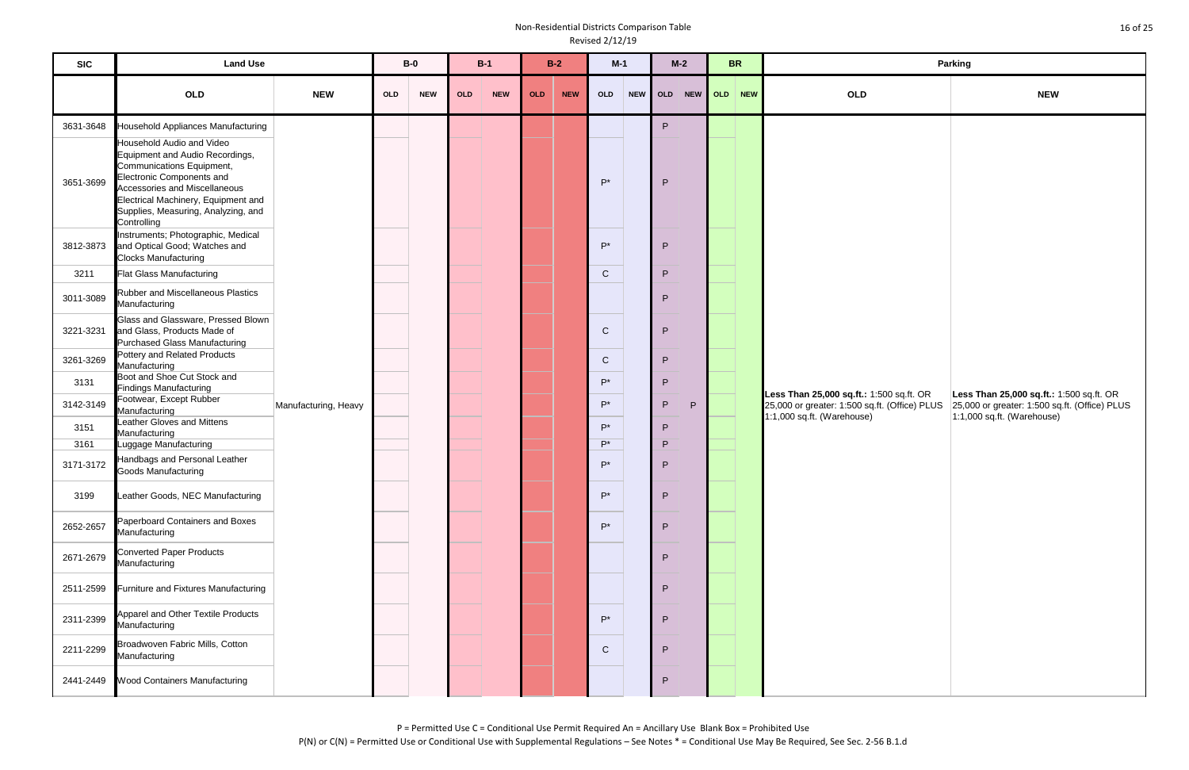# Non-Residential Districts Comparison Table

Revised 2/12/19

| SIC | Land Use | | B-0 | | B-1 | | B-2 | | M-1 | | M-2 | | BR | | Parking | |
|---|---|---|---|---|---|---|---|---|---|---|---|---|---|---|---|---|
| | OLD | NEW | OLD | NEW | OLD | NEW | OLD | NEW | OLD | NEW | OLD | NEW | OLD | NEW | OLD | NEW |
| 3631-3648 | Household Appliances Manufacturing | Manufacturing, Heavy | | | | | | | | | P | P | | | **Less Than 25,000 sq.ft.:** 1:500 sq.ft. OR 25,000 or greater: 1:500 sq.ft. (Office) PLUS 1:1,000 sq.ft. (Warehouse) | **Less Than 25,000 sq.ft.:** 1:500 sq.ft. OR 25,000 or greater: 1:500 sq.ft. (Office) PLUS 1:1,000 sq.ft. (Warehouse) |
| 3651-3699 | Household Audio and Video Equipment and Audio Recordings, Communications Equipment, Electronic Components and Accessories and Miscellaneous Electrical Machinery, Equipment and Supplies, Measuring, Analyzing, and Controlling | | | | | | | | P* | | P | | | | | |
| 3812-3873 | Instruments; Photographic, Medical and Optical Good; Watches and Clocks Manufacturing | | | | | | | | P* | | P | | | | | |
| 3211 | Flat Glass Manufacturing | | | | | | | | C | | P | | | | | |
| 3011-3089 | Rubber and Miscellaneous Plastics Manufacturing | | | | | | | | | | P | | | | | |
| 3221-3231 | Glass and Glassware, Pressed Blown and Glass, Products Made of Purchased Glass Manufacturing | | | | | | | | C | | P | | | | | |
| 3261-3269 | Pottery and Related Products Manufacturing | | | | | | | | C | | P | | | | | |
| 3131 | Boot and Shoe Cut Stock and Findings Manufacturing | | | | | | | | P* | | P | | | | | |
| 3142-3149 | Footwear, Except Rubber Manufacturing | | | | | | | | P* | | P | | | | | |
| 3151 | Leather Gloves and Mittens Manufacturing | | | | | | | | P* | | P | | | | | |
| 3161 | Luggage Manufacturing | | | | | | | | P* | | P | | | | | |
| 3171-3172 | Handbags and Personal Leather Goods Manufacturing | | | | | | | | P* | | P | | | | | |
| 3199 | Leather Goods, NEC Manufacturing | | | | | | | | P* | | P | | | | | |
| 2652-2657 | Paperboard Containers and Boxes Manufacturing | | | | | | | | P* | | P | | | | | |
| 2671-2679 | Converted Paper Products Manufacturing | | | | | | | | | | P | | | | | |
| 2511-2599 | Furniture and Fixtures Manufacturing | | | | | | | | | | P | | | | | |
| 2311-2399 | Apparel and Other Textile Products Manufacturing | | | | | | | | P* | | P | | | | | |
| 2211-2299 | Broadwoven Fabric Mills, Cotton Manufacturing | | | | | | | | C | | P | | | | | |
| 2441-2449 | Wood Containers Manufacturing | | | | | | | | | | P | | | | | |

P = Permitted Use C = Conditional Use Permit Required An = Ancillary Use Blank Box = Prohibited Use

P(N) or C(N) = Permitted Use or Conditional Use with Supplemental Regulations – See Notes * = Conditional Use May Be Required, See Sec. 2-56 B.1.d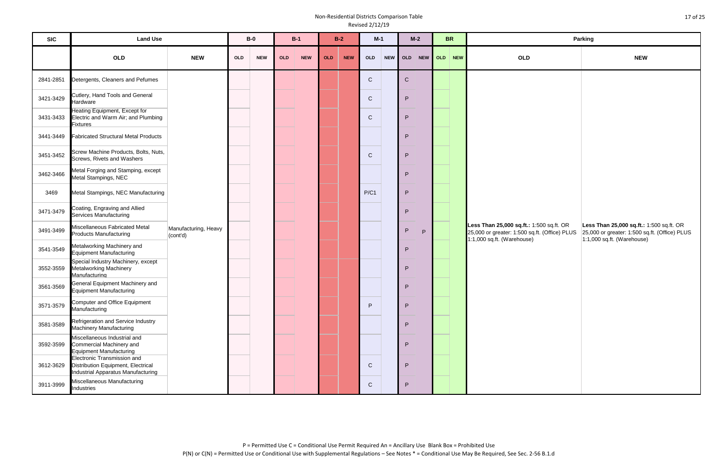Non-Residential Districts Comparison Table
Revised 2/12/19

| SIC | Land Use | | B-0 | | B-1 | | B-2 | | M-1 | | M-2 | | BR | | Parking | |
|---|---|---|---|---|---|---|---|---|---|---|---|---|---|---|---|---|
| | OLD | NEW | OLD | NEW | OLD | NEW | OLD | NEW | OLD | NEW | OLD | NEW | OLD | NEW | OLD | NEW |
| 2841-2851 | Detergents, Cleaners and Pefumes | Manufacturing, Heavy (cont'd) | | | | | | | C | | C | P | | | **Less Than 25,000 sq.ft.:** 1:500 sq.ft. OR 25,000 or greater: 1:500 sq.ft. (Office) PLUS 1:1,000 sq.ft. (Warehouse) | **Less Than 25,000 sq.ft.:** 1:500 sq.ft. OR 25,000 or greater: 1:500 sq.ft. (Office) PLUS 1:1,000 sq.ft. (Warehouse) |
| 3421-3429 | Cutlery, Hand Tools and General Hardware | | | | | | | | C | | P | | | | | |
| 3431-3433 | Heating Equipment, Except for Electric and Warm Air; and Plumbing Fixtures | | | | | | | | C | | P | | | | | |
| 3441-3449 | Fabricated Structural Metal Products | | | | | | | | | | P | | | | | |
| 3451-3452 | Screw Machine Products, Bolts, Nuts, Screws, Rivets and Washers | | | | | | | | C | | P | | | | | |
| 3462-3466 | Metal Forging and Stamping, except Metal Stampings, NEC | | | | | | | | | | P | | | | | |
| 3469 | Metal Stampings, NEC Manufacturing | | | | | | | | P/C1 | | P | | | | | |
| 3471-3479 | Coating, Engraving and Allied Services Manufacturing | | | | | | | | | | P | | | | | |
| 3491-3499 | Miscellaneous Fabricated Metal Products Manufacturing | | | | | | | | | | P | | | | | |
| 3541-3549 | Metalworking Machinery and Equipment Manufacturing | | | | | | | | | | P | | | | | |
| 3552-3559 | Special Industry Machinery, except Metalworking Machinery Manufacturing | | | | | | | | | | P | | | | | |
| 3561-3569 | General Equipment Machinery and Equipment Manufacturing | | | | | | | | | | P | | | | | |
| 3571-3579 | Computer and Office Equipment Manufacturing | | | | | | | | P | | P | | | | | |
| 3581-3589 | Refrigeration and Service Industry Machinery Manufacturing | | | | | | | | | | P | | | | | |
| 3592-3599 | Miscellaneous Industrial and Commercial Machinery and Equipment Manufacturing | | | | | | | | | | P | | | | | |
| 3612-3629 | Electronic Transmission and Distribution Equipment, Electrical Industrial Apparatus Manufacturing | | | | | | | | C | | P | | | | | |
| 3911-3999 | Miscellaneous Manufacturing Industries | | | | | | | | C | | P | | | | | |

P = Permitted Use C = Conditional Use Permit Required An = Ancillary Use Blank Box = Prohibited Use
P(N) or C(N) = Permitted Use or Conditional Use with Supplemental Regulations – See Notes * = Conditional Use May Be Required, See Sec. 2-56 B.1.d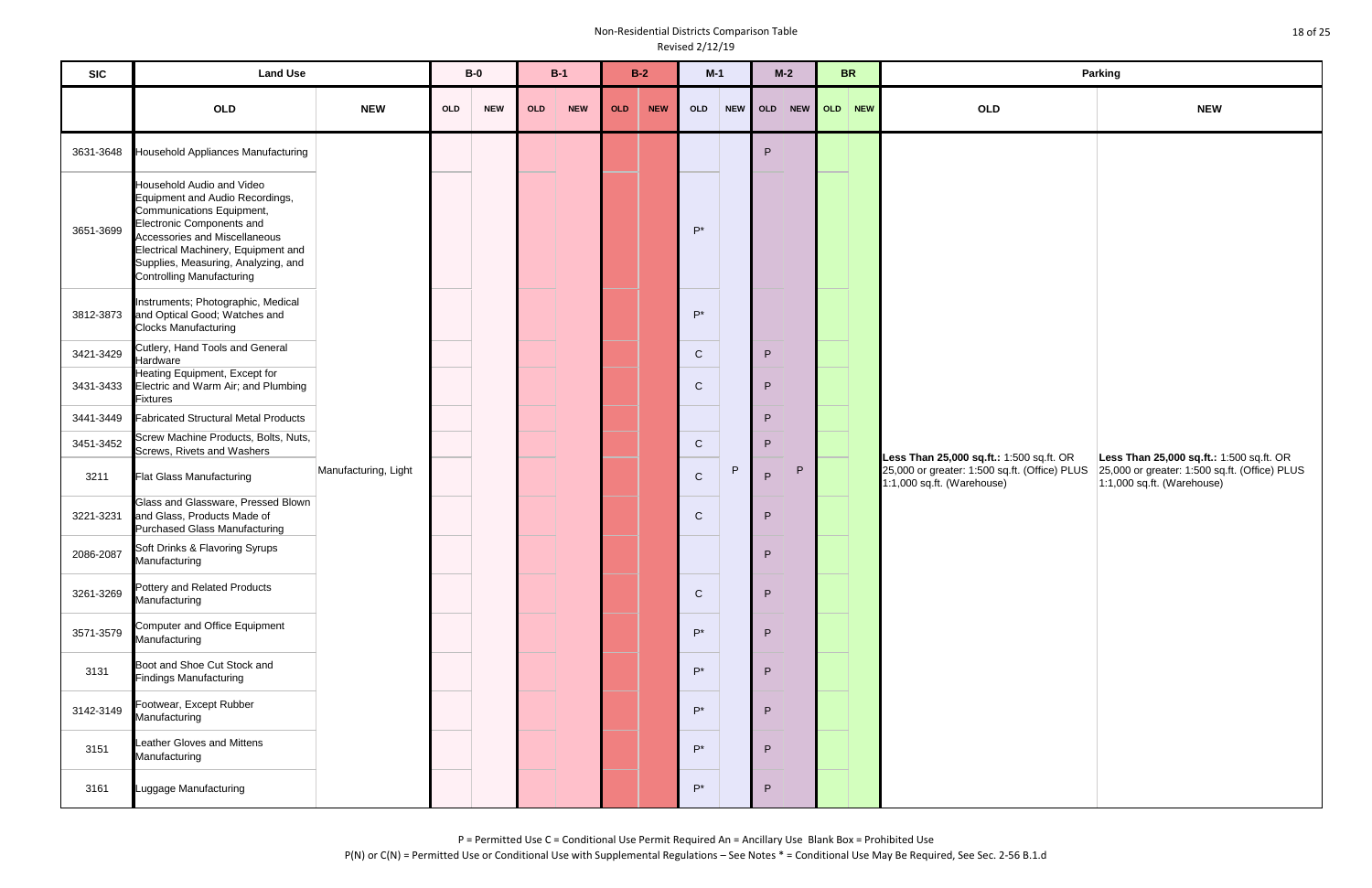# Non-Residential Districts Comparison Table

Revised 2/12/19

| SIC | Land Use | | B-0 | | B-1 | | B-2 | | M-1 | | M-2 | | BR | | Parking | |
|---|---|---|---|---|---|---|---|---|---|---|---|---|---|---|---|---|
| | OLD | NEW | OLD | NEW | OLD | NEW | OLD | NEW | OLD | NEW | OLD | NEW | OLD | NEW | OLD | NEW |
| 3631-3648 | Household Appliances Manufacturing | Manufacturing, Light | | | | | | | | P | P | P | | | **Less Than 25,000 sq.ft.:** 1:500 sq.ft. OR 25,000 or greater: 1:500 sq.ft. (Office) PLUS 1:1,000 sq.ft. (Warehouse) | **Less Than 25,000 sq.ft.:** 1:500 sq.ft. OR 25,000 or greater: 1:500 sq.ft. (Office) PLUS 1:1,000 sq.ft. (Warehouse) |
| 3651-3699 | Household Audio and Video Equipment and Audio Recordings, Communications Equipment, Electronic Components and Accessories and Miscellaneous Electrical Machinery, Equipment and Supplies, Measuring, Analyzing, and Controlling Manufacturing | | | | | | | | P* | | | | | | | |
| 3812-3873 | Instruments; Photographic, Medical and Optical Good; Watches and Clocks Manufacturing | | | | | | | | P* | | | | | | | |
| 3421-3429 | Cutlery, Hand Tools and General Hardware | | | | | | | | C | | P | | | | | |
| 3431-3433 | Heating Equipment, Except for Electric and Warm Air; and Plumbing Fixtures | | | | | | | | C | | P | | | | | |
| 3441-3449 | Fabricated Structural Metal Products | | | | | | | | | | P | | | | | |
| 3451-3452 | Screw Machine Products, Bolts, Nuts, Screws, Rivets and Washers | | | | | | | | C | | P | | | | | |
| 3211 | Flat Glass Manufacturing | | | | | | | | C | | P | | | | | |
| 3221-3231 | Glass and Glassware, Pressed Blown and Glass, Products Made of Purchased Glass Manufacturing | | | | | | | | C | | P | | | | | |
| 2086-2087 | Soft Drinks & Flavoring Syrups Manufacturing | | | | | | | | | | P | | | | | |
| 3261-3269 | Pottery and Related Products Manufacturing | | | | | | | | C | | P | | | | | |
| 3571-3579 | Computer and Office Equipment Manufacturing | | | | | | | | P* | | P | | | | | |
| 3131 | Boot and Shoe Cut Stock and Findings Manufacturing | | | | | | | | P* | | P | | | | | |
| 3142-3149 | Footwear, Except Rubber Manufacturing | | | | | | | | P* | | P | | | | | |
| 3151 | Leather Gloves and Mittens Manufacturing | | | | | | | | P* | | P | | | | | |
| 3161 | Luggage Manufacturing | | | | | | | | P* | | P | | | | | |

P = Permitted Use C = Conditional Use Permit Required An = Ancillary Use Blank Box = Prohibited Use

P(N) or C(N) = Permitted Use or Conditional Use with Supplemental Regulations – See Notes * = Conditional Use May Be Required, See Sec. 2-56 B.1.d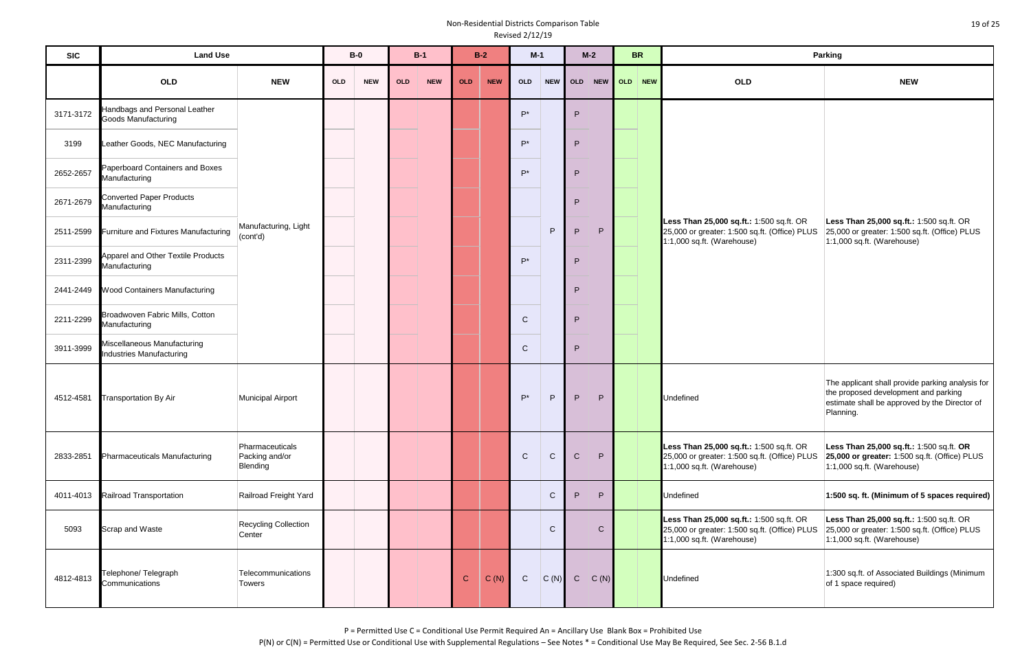Non-Residential Districts Comparison Table
Revised 2/12/19

| SIC | Land Use | | B-0 | | B-1 | | B-2 | | M-1 | | M-2 | | BR | | Parking | |
|---|---|---|---|---|---|---|---|---|---|---|---|---|---|---|---|---|
| | OLD | NEW | OLD | NEW | OLD | NEW | OLD | NEW | OLD | NEW | OLD | NEW | OLD | NEW | OLD | NEW |
| 3171-3172 | Handbags and Personal Leather Goods Manufacturing | Manufacturing, Light (cont'd) | | | | | | | P* | P | P | P | | | **Less Than 25,000 sq.ft.:** 1:500 sq.ft. OR 25,000 or greater: 1:500 sq.ft. (Office) PLUS 1:1,000 sq.ft. (Warehouse) | **Less Than 25,000 sq.ft.:** 1:500 sq.ft. OR 25,000 or greater: 1:500 sq.ft. (Office) PLUS 1:1,000 sq.ft. (Warehouse) |
| 3199 | Leather Goods, NEC Manufacturing | | | | | | | | P* | | P | | | | | |
| 2652-2657 | Paperboard Containers and Boxes Manufacturing | | | | | | | | P* | | P | | | | | |
| 2671-2679 | Converted Paper Products Manufacturing | | | | | | | | | | P | | | | | |
| 2511-2599 | Furniture and Fixtures Manufacturing | | | | | | | | | | P | | | | | |
| 2311-2399 | Apparel and Other Textile Products Manufacturing | | | | | | | | P* | | P | | | | | |
| 2441-2449 | Wood Containers Manufacturing | | | | | | | | | | P | | | | | |
| 2211-2299 | Broadwoven Fabric Mills, Cotton Manufacturing | | | | | | | | C | | P | | | | | |
| 3911-3999 | Miscellaneous Manufacturing Industries Manufacturing | | | | | | | | C | | P | | | | | |
| 4512-4581 | Transportation By Air | Municipal Airport | | | | | | | P* | P | P | P | | | Undefined | The applicant shall provide parking analysis for the proposed development and parking estimate shall be approved by the Director of Planning. |
| 2833-2851 | Pharmaceuticals Manufacturing | Pharmaceuticals Packing and/or Blending | | | | | | | C | C | C | P | | | **Less Than 25,000 sq.ft.:** 1:500 sq.ft. OR 25,000 or greater: 1:500 sq.ft. (Office) PLUS 1:1,000 sq.ft. (Warehouse) | **Less Than 25,000 sq.ft.:** 1:500 sq.ft. **OR 25,000 or greater:** 1:500 sq.ft. (Office) PLUS 1:1,000 sq.ft. (Warehouse) |
| 4011-4013 | Railroad Transportation | Railroad Freight Yard | | | | | | | | C | P | P | | | Undefined | **1:500 sq. ft. (Minimum of 5 spaces required)** |
| 5093 | Scrap and Waste | Recycling Collection Center | | | | | | | | C | | C | | | **Less Than 25,000 sq.ft.:** 1:500 sq.ft. OR 25,000 or greater: 1:500 sq.ft. (Office) PLUS 1:1,000 sq.ft. (Warehouse) | **Less Than 25,000 sq.ft.:** 1:500 sq.ft. OR 25,000 or greater: 1:500 sq.ft. (Office) PLUS 1:1,000 sq.ft. (Warehouse) |
| 4812-4813 | Telephone/ Telegraph Communications | Telecommunications Towers | | | | | C | C (N) | C | C (N) | C | C (N) | | | Undefined | 1:300 sq.ft. of Associated Buildings (Minimum of 1 space required) |

P = Permitted Use C = Conditional Use Permit Required An = Ancillary Use Blank Box = Prohibited Use
P(N) or C(N) = Permitted Use or Conditional Use with Supplemental Regulations – See Notes * = Conditional Use May Be Required, See Sec. 2-56 B.1.d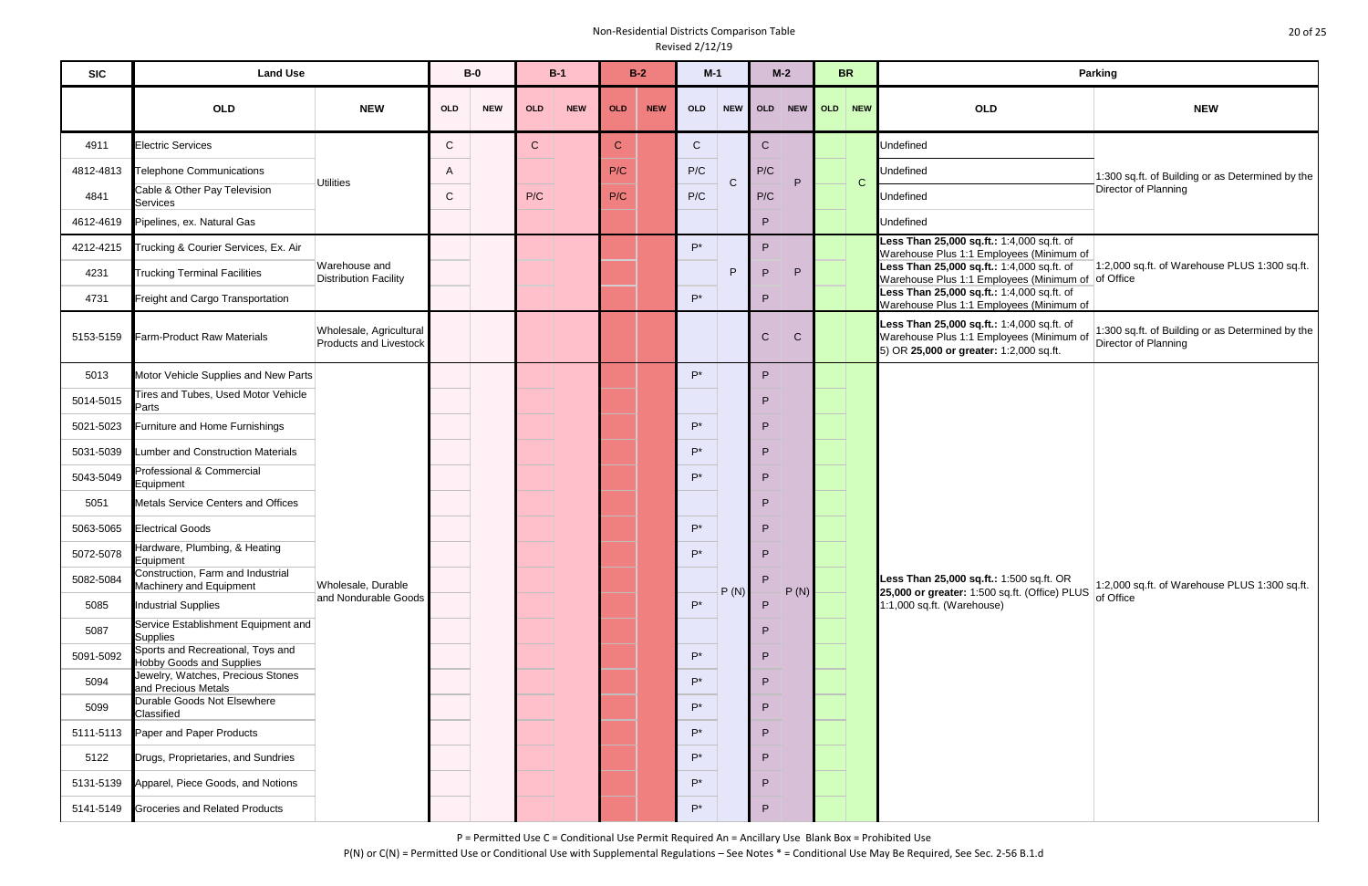# Non-Residential Districts Comparison Table

Revised 2/12/19

| SIC | Land Use | | B-0 | | B-1 | | B-2 | | M-1 | | M-2 | | BR | | Parking | |
|---|---|---|---|---|---|---|---|---|---|---|---|---|---|---|---|---|
| | OLD | NEW | OLD | NEW | OLD | NEW | OLD | NEW | OLD | NEW | OLD | NEW | OLD | NEW | OLD | NEW |
| 4911 | Electric Services | Utilities | C | | C | | C | | C | C | C | P | | C | Undefined | 1:300 sq.ft. of Building or as Determined by the Director of Planning |
| 4812-4813 | Telephone Communications | | A | | | | P/C | | P/C | | P/C | | | | Undefined | |
| 4841 | Cable & Other Pay Television Services | | C | | P/C | | P/C | | P/C | | P/C | | | | Undefined | |
| 4612-4619 | Pipelines, ex. Natural Gas | | | | | | | | | | P | | | | Undefined | |
| 4212-4215 | Trucking & Courier Services, Ex. Air | Warehouse and Distribution Facility | | | | | | | P* | P | P | P | | | **Less Than 25,000 sq.ft.:** 1:4,000 sq.ft. of Warehouse Plus 1:1 Employees (Minimum of | 1:2,000 sq.ft. of Warehouse PLUS 1:300 sq.ft. of Office |
| 4231 | Trucking Terminal Facilities | | | | | | | | | | P | | | | **Less Than 25,000 sq.ft.:** 1:4,000 sq.ft. of Warehouse Plus 1:1 Employees (Minimum of | |
| 4731 | Freight and Cargo Transportation | | | | | | | | P* | | P | | | | **Less Than 25,000 sq.ft.:** 1:4,000 sq.ft. of Warehouse Plus 1:1 Employees (Minimum of | |
| 5153-5159 | Farm-Product Raw Materials | Wholesale, Agricultural Products and Livestock | | | | | | | | | C | C | | | **Less Than 25,000 sq.ft.:** 1:4,000 sq.ft. of Warehouse Plus 1:1 Employees (Minimum of 5) OR **25,000 or greater:** 1:2,000 sq.ft. | 1:300 sq.ft. of Building or as Determined by the Director of Planning |
| 5013 | Motor Vehicle Supplies and New Parts | Wholesale, Durable and Nondurable Goods | | | | | | | P* | P (N) | P | P (N) | | | **Less Than 25,000 sq.ft.:** 1:500 sq.ft. OR **25,000 or greater:** 1:500 sq.ft. (Office) PLUS 1:1,000 sq.ft. (Warehouse) | 1:2,000 sq.ft. of Warehouse PLUS 1:300 sq.ft. of Office |
| 5014-5015 | Tires and Tubes, Used Motor Vehicle Parts | | | | | | | | | | P | | | | | |
| 5021-5023 | Furniture and Home Furnishings | | | | | | | | P* | | P | | | | | |
| 5031-5039 | Lumber and Construction Materials | | | | | | | | P* | | P | | | | | |
| 5043-5049 | Professional & Commercial Equipment | | | | | | | | P* | | P | | | | | |
| 5051 | Metals Service Centers and Offices | | | | | | | | | | P | | | | | |
| 5063-5065 | Electrical Goods | | | | | | | | P* | | P | | | | | |
| 5072-5078 | Hardware, Plumbing, & Heating Equipment | | | | | | | | P* | | P | | | | | |
| 5082-5084 | Construction, Farm and Industrial Machinery and Equipment | | | | | | | | | | P | | | | | |
| 5085 | Industrial Supplies | | | | | | | | P* | | P | | | | | |
| 5087 | Service Establishment Equipment and Supplies | | | | | | | | | | P | | | | | |
| 5091-5092 | Sports and Recreational, Toys and Hobby Goods and Supplies | | | | | | | | P* | | P | | | | | |
| 5094 | Jewelry, Watches, Precious Stones and Precious Metals | | | | | | | | P* | | P | | | | | |
| 5099 | Durable Goods Not Elsewhere Classified | | | | | | | | P* | | P | | | | | |
| 5111-5113 | Paper and Paper Products | | | | | | | | P* | | P | | | | | |
| 5122 | Drugs, Proprietaries, and Sundries | | | | | | | | P* | | P | | | | | |
| 5131-5139 | Apparel, Piece Goods, and Notions | | | | | | | | P* | | P | | | | | |
| 5141-5149 | Groceries and Related Products | | | | | | | | P* | | P | | | | | |

P = Permitted Use C = Conditional Use Permit Required An = Ancillary Use Blank Box = Prohibited Use

P(N) or C(N) = Permitted Use or Conditional Use with Supplemental Regulations – See Notes * = Conditional Use May Be Required, See Sec. 2-56 B.1.d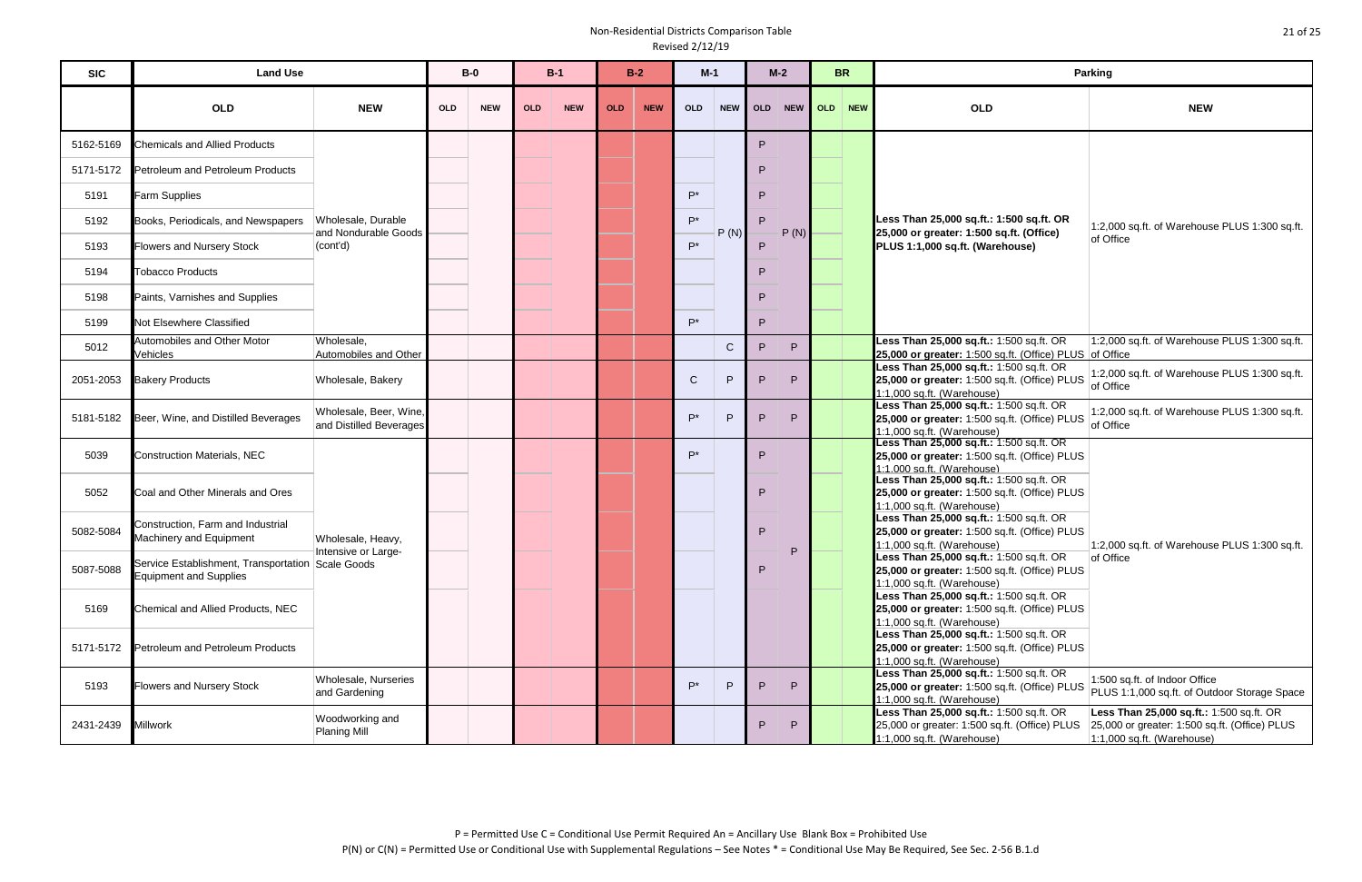Non-Residential Districts Comparison Table
Revised 2/12/19

| SIC | Land Use | | B-0 | | B-1 | | B-2 | | M-1 | | M-2 | | BR | | Parking | |
|---|---|---|---|---|---|---|---|---|---|---|---|---|---|---|---|---|
| | OLD | NEW | OLD | NEW | OLD | NEW | OLD | NEW | OLD | NEW | OLD | NEW | OLD | NEW | OLD | NEW |
| 5162-5169 | Chemicals and Allied Products | Wholesale, Durable and Nondurable Goods (cont'd) | | | | | | | | P (N) | P | P (N) | | | **Less Than 25,000 sq.ft.: 1:500 sq.ft. OR 25,000 or greater: 1:500 sq.ft. (Office) PLUS 1:1,000 sq.ft. (Warehouse)** | 1:2,000 sq.ft. of Warehouse PLUS 1:300 sq.ft. of Office |
| 5171-5172 | Petroleum and Petroleum Products | | | | | | | | | | P | | | | | |
| 5191 | Farm Supplies | | | | | | | | P* | | P | | | | | |
| 5192 | Books, Periodicals, and Newspapers | | | | | | | | P* | | P | | | | | |
| 5193 | Flowers and Nursery Stock | | | | | | | | P* | | P | | | | | |
| 5194 | Tobacco Products | | | | | | | | | | P | | | | | |
| 5198 | Paints, Varnishes and Supplies | | | | | | | | | | P | | | | | |
| 5199 | Not Elsewhere Classified | | | | | | | | P* | | P | | | | | |
| 5012 | Automobiles and Other Motor Vehicles | Wholesale, Automobiles and Other | | | | | | | | C | P | P | | | **Less Than 25,000 sq.ft.:** 1:500 sq.ft. OR **25,000 or greater:** 1:500 sq.ft. (Office) PLUS | 1:2,000 sq.ft. of Warehouse PLUS 1:300 sq.ft. of Office |
| 2051-2053 | Bakery Products | Wholesale, Bakery | | | | | | | C | P | P | P | | | **Less Than 25,000 sq.ft.:** 1:500 sq.ft. OR **25,000 or greater:** 1:500 sq.ft. (Office) PLUS 1:1,000 sq.ft. (Warehouse) | 1:2,000 sq.ft. of Warehouse PLUS 1:300 sq.ft. of Office |
| 5181-5182 | Beer, Wine, and Distilled Beverages | Wholesale, Beer, Wine, and Distilled Beverages | | | | | | | P* | P | P | P | | | **Less Than 25,000 sq.ft.:** 1:500 sq.ft. OR **25,000 or greater:** 1:500 sq.ft. (Office) PLUS 1:1,000 sq.ft. (Warehouse) | 1:2,000 sq.ft. of Warehouse PLUS 1:300 sq.ft. of Office |
| 5039 | Construction Materials, NEC | Wholesale, Heavy, Intensive or Large-Scale Goods | | | | | | | P* | | P | P | | | **Less Than 25,000 sq.ft.:** 1:500 sq.ft. OR **25,000 or greater:** 1:500 sq.ft. (Office) PLUS 1:1,000 sq.ft. (Warehouse) | 1:2,000 sq.ft. of Warehouse PLUS 1:300 sq.ft. of Office |
| 5052 | Coal and Other Minerals and Ores | | | | | | | | | | P | | | | **Less Than 25,000 sq.ft.:** 1:500 sq.ft. OR **25,000 or greater:** 1:500 sq.ft. (Office) PLUS 1:1,000 sq.ft. (Warehouse) | |
| 5082-5084 | Construction, Farm and Industrial Machinery and Equipment | | | | | | | | | | P | | | | **Less Than 25,000 sq.ft.:** 1:500 sq.ft. OR **25,000 or greater:** 1:500 sq.ft. (Office) PLUS 1:1,000 sq.ft. (Warehouse) | |
| 5087-5088 | Service Establishment, Transportation Equipment and Supplies | | | | | | | | | | P | | | | **Less Than 25,000 sq.ft.:** 1:500 sq.ft. OR **25,000 or greater:** 1:500 sq.ft. (Office) PLUS 1:1,000 sq.ft. (Warehouse) | |
| 5169 | Chemical and Allied Products, NEC | | | | | | | | | | | | | | **Less Than 25,000 sq.ft.:** 1:500 sq.ft. OR **25,000 or greater:** 1:500 sq.ft. (Office) PLUS 1:1,000 sq.ft. (Warehouse) | |
| 5171-5172 | Petroleum and Petroleum Products | | | | | | | | | | | | | | **Less Than 25,000 sq.ft.:** 1:500 sq.ft. OR **25,000 or greater:** 1:500 sq.ft. (Office) PLUS 1:1,000 sq.ft. (Warehouse) | |
| 5193 | Flowers and Nursery Stock | Wholesale, Nurseries and Gardening | | | | | | | P* | P | P | P | | | **Less Than 25,000 sq.ft.:** 1:500 sq.ft. OR **25,000 or greater:** 1:500 sq.ft. (Office) PLUS 1:1,000 sq.ft. (Warehouse) | 1:500 sq.ft. of Indoor Office PLUS 1:1,000 sq.ft. of Outdoor Storage Space |
| 2431-2439 | Millwork | Woodworking and Planing Mill | | | | | | | | | P | P | | | **Less Than 25,000 sq.ft.:** 1:500 sq.ft. OR 25,000 or greater: 1:500 sq.ft. (Office) PLUS 1:1,000 sq.ft. (Warehouse) | **Less Than 25,000 sq.ft.:** 1:500 sq.ft. OR 25,000 or greater: 1:500 sq.ft. (Office) PLUS 1:1,000 sq.ft. (Warehouse) |

P = Permitted Use C = Conditional Use Permit Required An = Ancillary Use Blank Box = Prohibited Use

P(N) or C(N) = Permitted Use or Conditional Use with Supplemental Regulations – See Notes * = Conditional Use May Be Required, See Sec. 2-56 B.1.d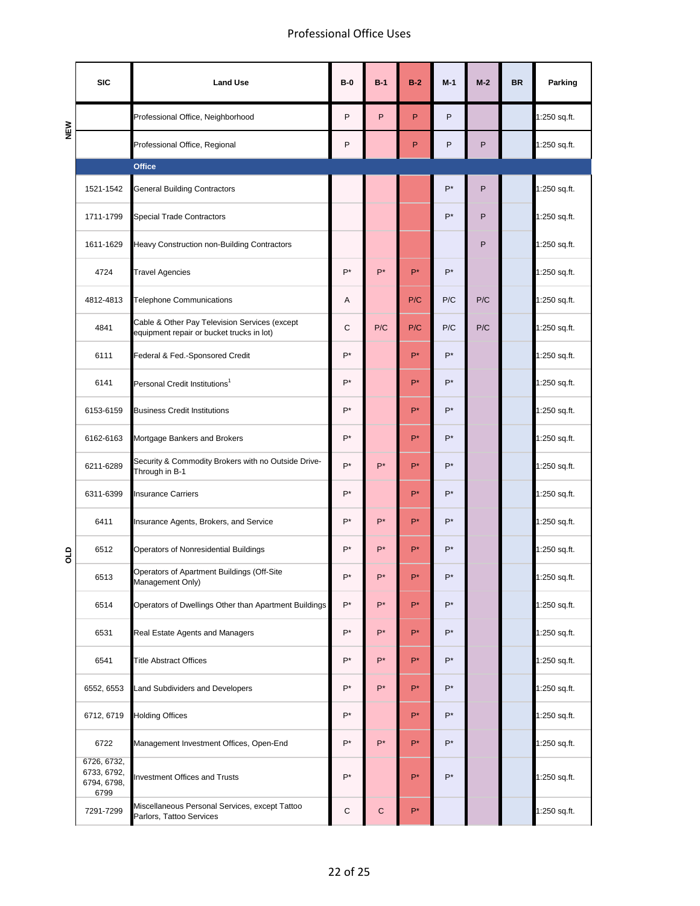# Professional Office Uses

| | SIC | Land Use | B-0 | B-1 | B-2 | M-1 | M-2 | BR | Parking |
|---|---|---|---|---|---|---|---|---|---|
| NEW | | Professional Office, Neighborhood | P | P | P | P | | | 1:250 sq.ft. |
| NEW | | Professional Office, Regional | P | | P | P | P | | 1:250 sq.ft. |
| | | **Office** | | | | | | | |
| OLD | 1521-1542 | General Building Contractors | | | | P* | P | | 1:250 sq.ft. |
| OLD | 1711-1799 | Special Trade Contractors | | | | P* | P | | 1:250 sq.ft. |
| OLD | 1611-1629 | Heavy Construction non-Building Contractors | | | | | P | | 1:250 sq.ft. |
| OLD | 4724 | Travel Agencies | P* | P* | P* | P* | | | 1:250 sq.ft. |
| OLD | 4812-4813 | Telephone Communications | A | | P/C | P/C | P/C | | 1:250 sq.ft. |
| OLD | 4841 | Cable & Other Pay Television Services (except equipment repair or bucket trucks in lot) | C | P/C | P/C | P/C | P/C | | 1:250 sq.ft. |
| OLD | 6111 | Federal & Fed.-Sponsored Credit | P* | | P* | P* | | | 1:250 sq.ft. |
| OLD | 6141 | Personal Credit Institutions[1] | P* | | P* | P* | | | 1:250 sq.ft. |
| OLD | 6153-6159 | Business Credit Institutions | P* | | P* | P* | | | 1:250 sq.ft. |
| OLD | 6162-6163 | Mortgage Bankers and Brokers | P* | | P* | P* | | | 1:250 sq.ft. |
| OLD | 6211-6289 | Security & Commodity Brokers with no Outside Drive-Through in B-1 | P* | P* | P* | P* | | | 1:250 sq.ft. |
| OLD | 6311-6399 | Insurance Carriers | P* | | P* | P* | | | 1:250 sq.ft. |
| OLD | 6411 | Insurance Agents, Brokers, and Service | P* | P* | P* | P* | | | 1:250 sq.ft. |
| OLD | 6512 | Operators of Nonresidential Buildings | P* | P* | P* | P* | | | 1:250 sq.ft. |
| OLD | 6513 | Operators of Apartment Buildings (Off-Site Management Only) | P* | P* | P* | P* | | | 1:250 sq.ft. |
| OLD | 6514 | Operators of Dwellings Other than Apartment Buildings | P* | P* | P* | P* | | | 1:250 sq.ft. |
| OLD | 6531 | Real Estate Agents and Managers | P* | P* | P* | P* | | | 1:250 sq.ft. |
| OLD | 6541 | Title Abstract Offices | P* | P* | P* | P* | | | 1:250 sq.ft. |
| OLD | 6552, 6553 | Land Subdividers and Developers | P* | P* | P* | P* | | | 1:250 sq.ft. |
| OLD | 6712, 6719 | Holding Offices | P* | | P* | P* | | | 1:250 sq.ft. |
| OLD | 6722 | Management Investment Offices, Open-End | P* | P* | P* | P* | | | 1:250 sq.ft. |
| OLD | 6726, 6732, 6733, 6792, 6794, 6798, 6799 | Investment Offices and Trusts | P* | | P* | P* | | | 1:250 sq.ft. |
| OLD | 7291-7299 | Miscellaneous Personal Services, except Tattoo Parlors, Tattoo Services | C | C | P* | | | | 1:250 sq.ft. |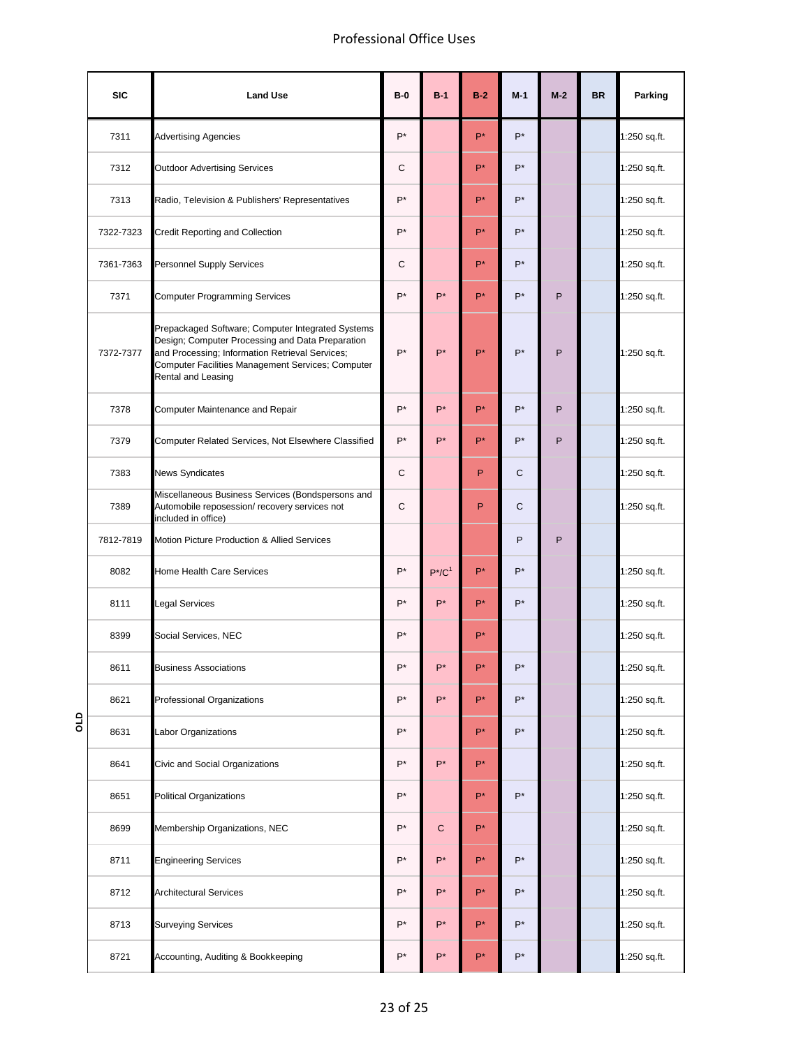## Professional Office Uses

| SIC | Land Use | B-0 | B-1 | B-2 | M-1 | M-2 | BR | Parking |
|---|---|---|---|---|---|---|---|---|
| 7311 | Advertising Agencies | P* | | P* | P* | | | 1:250 sq.ft. |
| 7312 | Outdoor Advertising Services | C | | P* | P* | | | 1:250 sq.ft. |
| 7313 | Radio, Television & Publishers' Representatives | P* | | P* | P* | | | 1:250 sq.ft. |
| 7322-7323 | Credit Reporting and Collection | P* | | P* | P* | | | 1:250 sq.ft. |
| 7361-7363 | Personnel Supply Services | C | | P* | P* | | | 1:250 sq.ft. |
| 7371 | Computer Programming Services | P* | P* | P* | P* | P | | 1:250 sq.ft. |
| 7372-7377 | Prepackaged Software; Computer Integrated Systems Design; Computer Processing and Data Preparation and Processing; Information Retrieval Services; Computer Facilities Management Services; Computer Rental and Leasing | P* | P* | P* | P* | P | | 1:250 sq.ft. |
| 7378 | Computer Maintenance and Repair | P* | P* | P* | P* | P | | 1:250 sq.ft. |
| 7379 | Computer Related Services, Not Elsewhere Classified | P* | P* | P* | P* | P | | 1:250 sq.ft. |
| 7383 | News Syndicates | C | | P | C | | | 1:250 sq.ft. |
| 7389 | Miscellaneous Business Services (Bondspersons and Automobile reposession/ recovery services not included in office) | C | | P | C | | | 1:250 sq.ft. |
| 7812-7819 | Motion Picture Production & Allied Services | | | | P | P | | |
| 8082 | Home Health Care Services | P* | P*/C[1] | P* | P* | | | 1:250 sq.ft. |
| 8111 | Legal Services | P* | P* | P* | P* | | | 1:250 sq.ft. |
| 8399 | Social Services, NEC | P* | | P* | | | | 1:250 sq.ft. |
| 8611 | Business Associations | P* | P* | P* | P* | | | 1:250 sq.ft. |
| 8621 | Professional Organizations | P* | P* | P* | P* | | | 1:250 sq.ft. |
| 8631 | Labor Organizations | P* | | P* | P* | | | 1:250 sq.ft. |
| 8641 | Civic and Social Organizations | P* | P* | P* | | | | 1:250 sq.ft. |
| 8651 | Political Organizations | P* | | P* | P* | | | 1:250 sq.ft. |
| 8699 | Membership Organizations, NEC | P* | C | P* | | | | 1:250 sq.ft. |
| 8711 | Engineering Services | P* | P* | P* | P* | | | 1:250 sq.ft. |
| 8712 | Architectural Services | P* | P* | P* | P* | | | 1:250 sq.ft. |
| 8713 | Surveying Services | P* | P* | P* | P* | | | 1:250 sq.ft. |
| 8721 | Accounting, Auditing & Bookkeeping | P* | P* | P* | P* | | | 1:250 sq.ft. |

OLD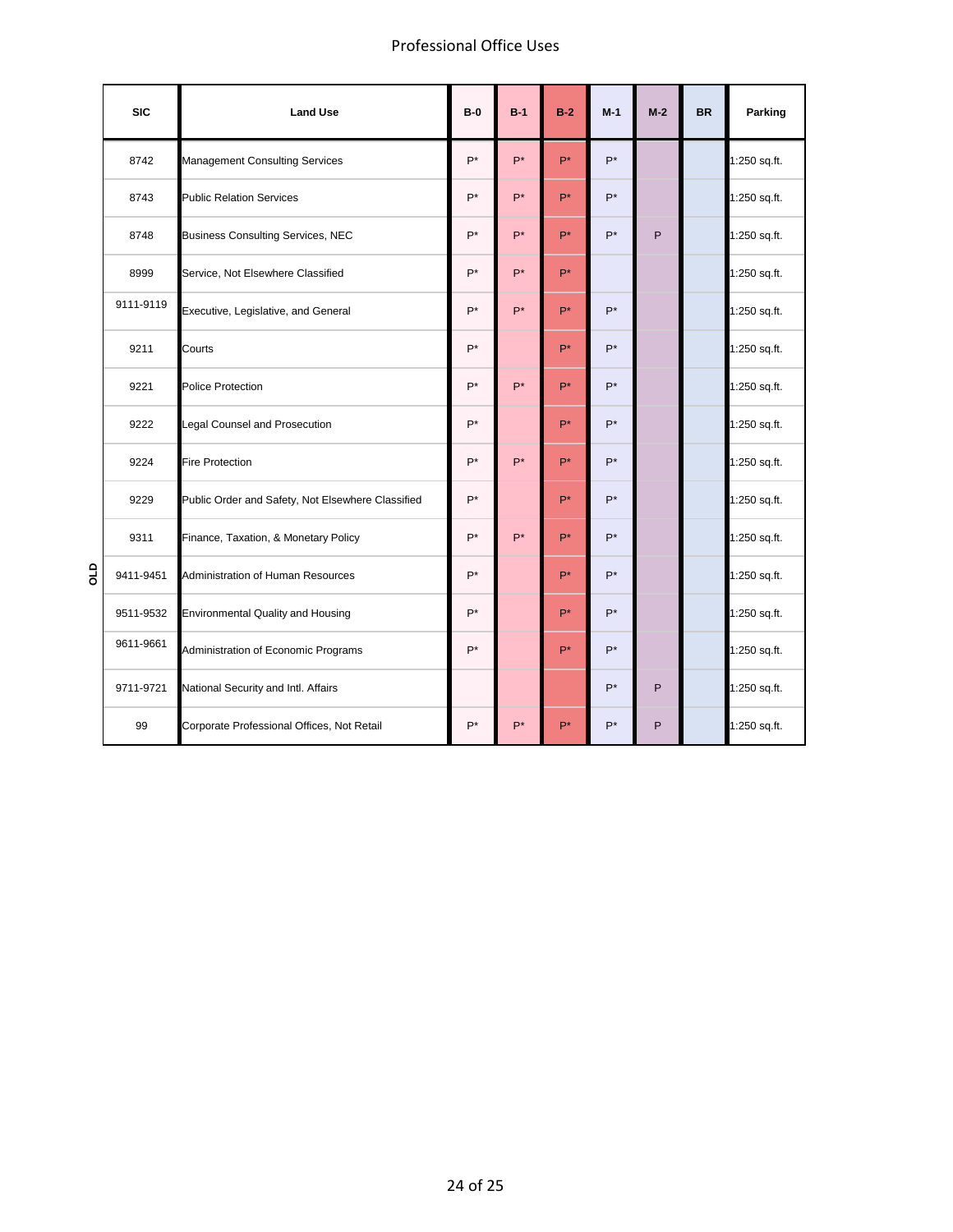## Professional Office Uses

| SIC | Land Use | B-0 | B-1 | B-2 | M-1 | M-2 | BR | Parking |
|---|---|---|---|---|---|---|---|---|
| 8742 | Management Consulting Services | P* | P* | P* | P* | | | 1:250 sq.ft. |
| 8743 | Public Relation Services | P* | P* | P* | P* | | | 1:250 sq.ft. |
| 8748 | Business Consulting Services, NEC | P* | P* | P* | P* | P | | 1:250 sq.ft. |
| 8999 | Service, Not Elsewhere Classified | P* | P* | P* | | | | 1:250 sq.ft. |
| 9111-9119 | Executive, Legislative, and General | P* | P* | P* | P* | | | 1:250 sq.ft. |
| 9211 | Courts | P* | | P* | P* | | | 1:250 sq.ft. |
| 9221 | Police Protection | P* | P* | P* | P* | | | 1:250 sq.ft. |
| 9222 | Legal Counsel and Prosecution | P* | | P* | P* | | | 1:250 sq.ft. |
| 9224 | Fire Protection | P* | P* | P* | P* | | | 1:250 sq.ft. |
| 9229 | Public Order and Safety, Not Elsewhere Classified | P* | | P* | P* | | | 1:250 sq.ft. |
| 9311 | Finance, Taxation, & Monetary Policy | P* | P* | P* | P* | | | 1:250 sq.ft. |
| 9411-9451 | Administration of Human Resources | P* | | P* | P* | | | 1:250 sq.ft. |
| 9511-9532 | Environmental Quality and Housing | P* | | P* | P* | | | 1:250 sq.ft. |
| 9611-9661 | Administration of Economic Programs | P* | | P* | P* | | | 1:250 sq.ft. |
| 9711-9721 | National Security and Intl. Affairs | | | | P* | P | | 1:250 sq.ft. |
| 99 | Corporate Professional Offices, Not Retail | P* | P* | P* | P* | P | | 1:250 sq.ft. |

OLD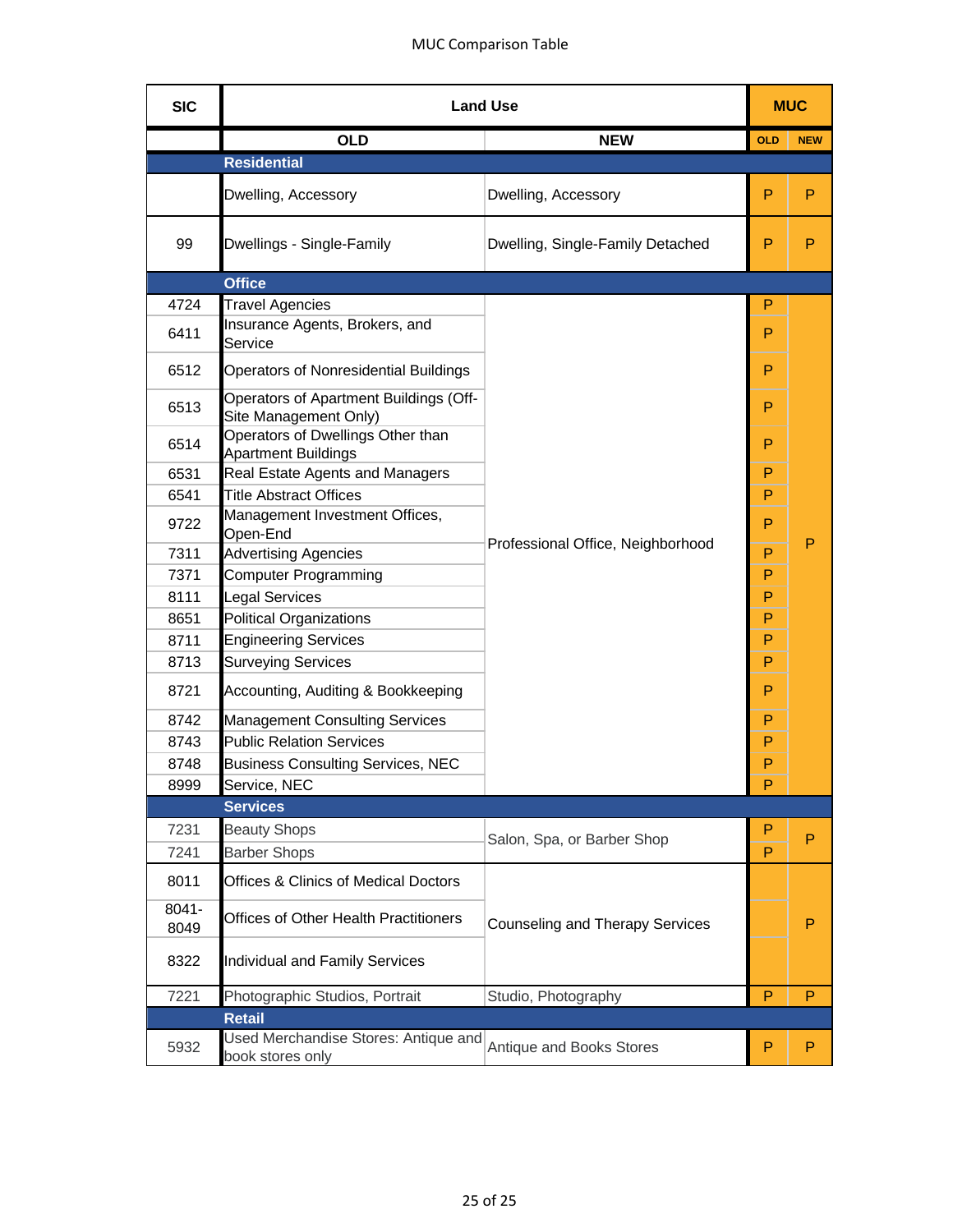| SIC | Land Use | | MUC | |
|---|---|---|---|---|
| | OLD | NEW | OLD | NEW |
| | **Residential** | | | |
| | Dwelling, Accessory | Dwelling, Accessory | P | P |
| 99 | Dwellings - Single-Family | Dwelling, Single-Family Detached | P | P |
| | **Office** | | | |
| 4724 | Travel Agencies | Professional Office, Neighborhood | P | P |
| 6411 | Insurance Agents, Brokers, and Service | | P | |
| 6512 | Operators of Nonresidential Buildings | | P | |
| 6513 | Operators of Apartment Buildings (Off-Site Management Only) | | P | |
| 6514 | Operators of Dwellings Other than Apartment Buildings | | P | |
| 6531 | Real Estate Agents and Managers | | P | |
| 6541 | Title Abstract Offices | | P | |
| 9722 | Management Investment Offices, Open-End | | P | |
| 7311 | Advertising Agencies | | P | |
| 7371 | Computer Programming | | P | |
| 8111 | Legal Services | | P | |
| 8651 | Political Organizations | | P | |
| 8711 | Engineering Services | | P | |
| 8713 | Surveying Services | | P | |
| 8721 | Accounting, Auditing & Bookkeeping | | P | |
| 8742 | Management Consulting Services | | P | |
| 8743 | Public Relation Services | | P | |
| 8748 | Business Consulting Services, NEC | | P | |
| 8999 | Service, NEC | | P | |
| | **Services** | | | |
| 7231 | Beauty Shops | Salon, Spa, or Barber Shop | P | P |
| 7241 | Barber Shops | | P | |
| 8011 | Offices & Clinics of Medical Doctors | Counseling and Therapy Services | | P |
| 8041-8049 | Offices of Other Health Practitioners | | | |
| 8322 | Individual and Family Services | | | |
| 7221 | Photographic Studios, Portrait | Studio, Photography | P | P |
| | **Retail** | | | |
| 5932 | Used Merchandise Stores: Antique and book stores only | Antique and Books Stores | P | P |